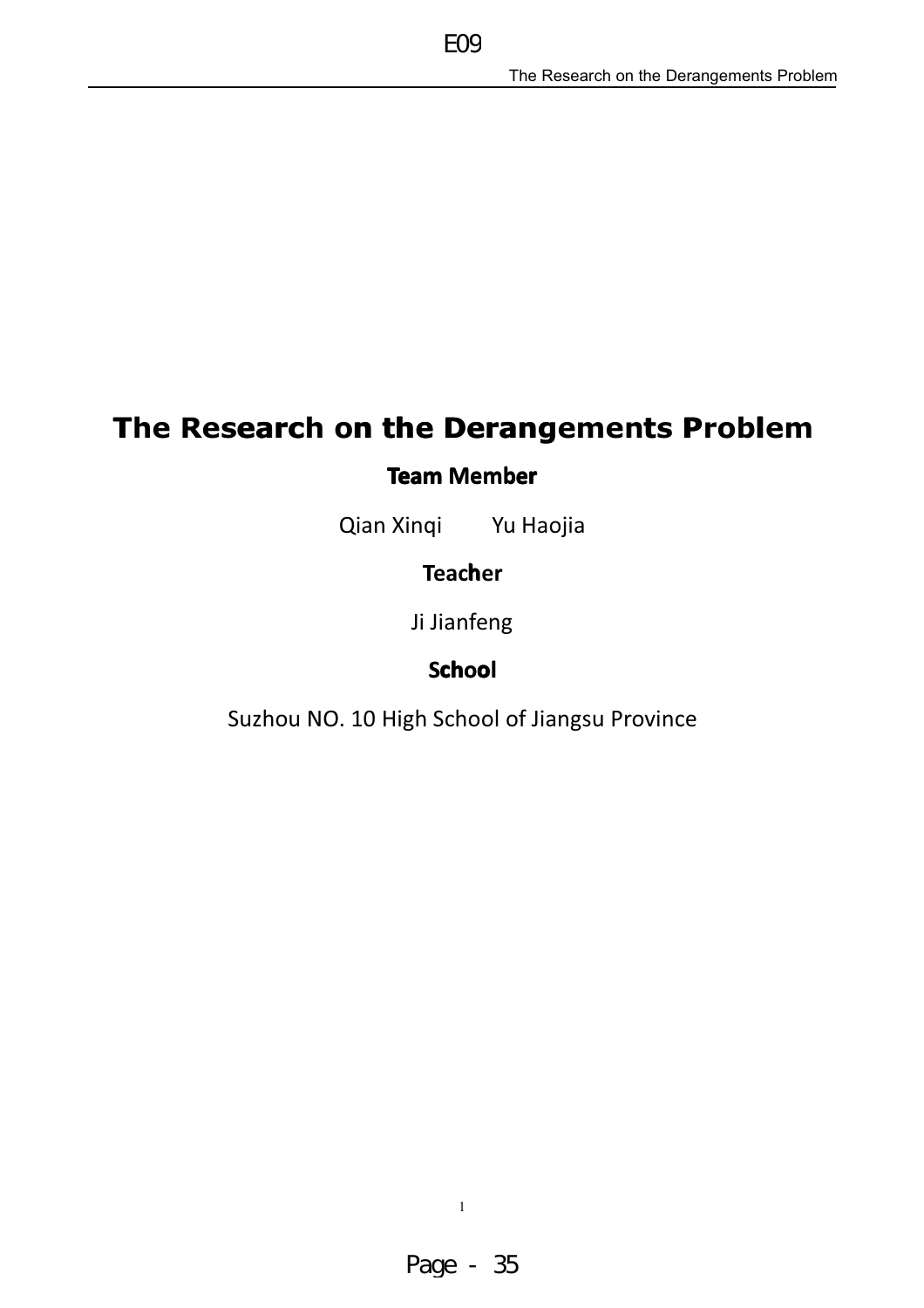# The Research on the Derangements Problem

**Team Member**

Qian Xinqi        Yu Haojia

**Teacher**

Ji Jianfeng

**School**

Suzhou NO. 10 High School of Jiangsu Province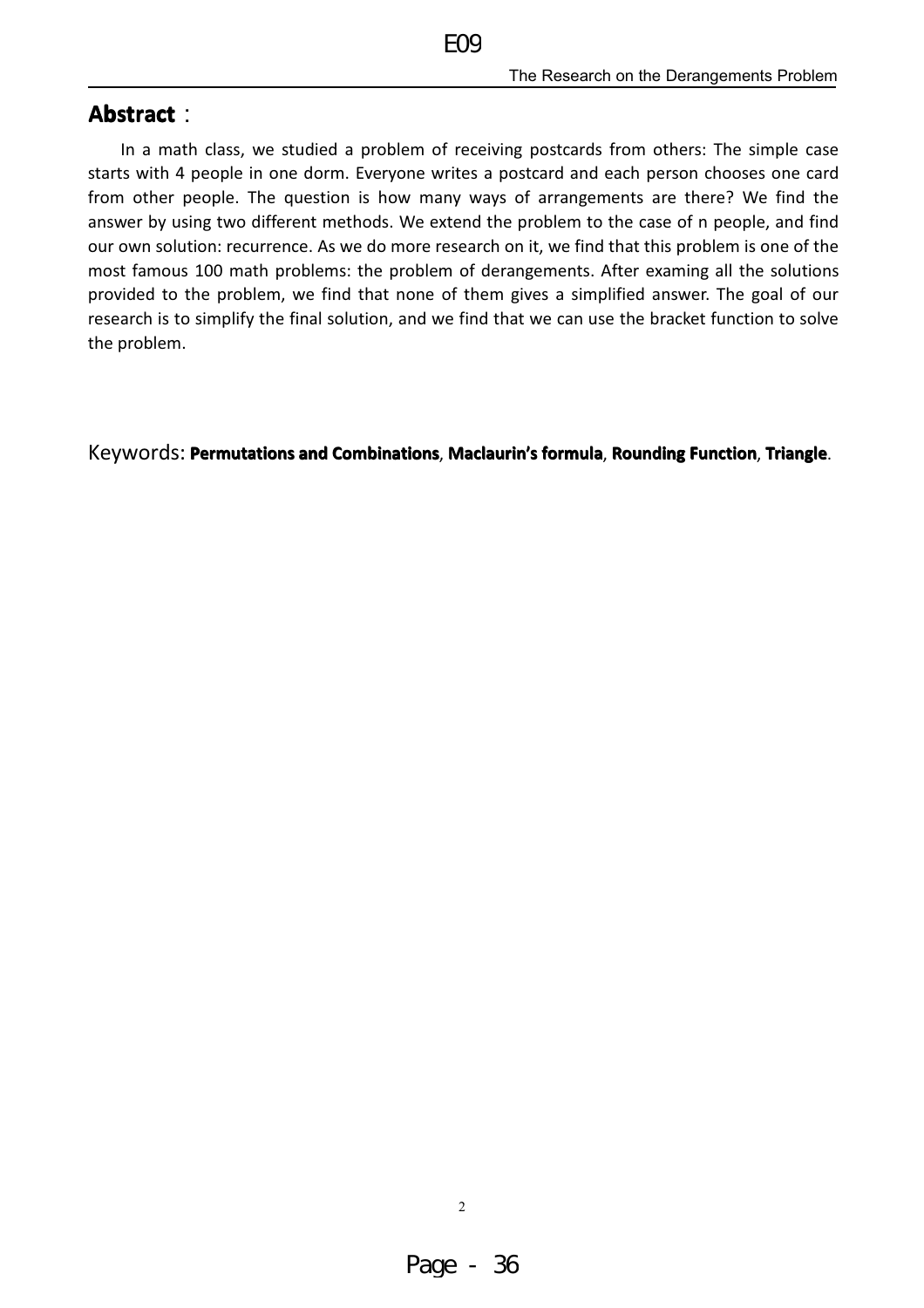## **Abstract**：

In a math class, we studied a problem of receiving postcards from others: The simple case starts with 4 people in one dorm. Everyone writes a postcard and each person chooses one card from other people. The question is how many ways of arrangements are there? We find the answer by using two different methods. We extend the problem to the case of n people, and find our own solution: recurrence. As we do more research on it, we find that this problem is one of the most famous 100 math problems: the problem of derangements. After examing all the solutions provided to the problem, we find that none of them gives a simplified answer. The goal of our research is to simplify the final solution, and we find that we can use the bracket function to solve the problem.

Keywords: **Permutations and Combinations**, **Maclaurin's formula**, **Rounding Function**, **Triangle**.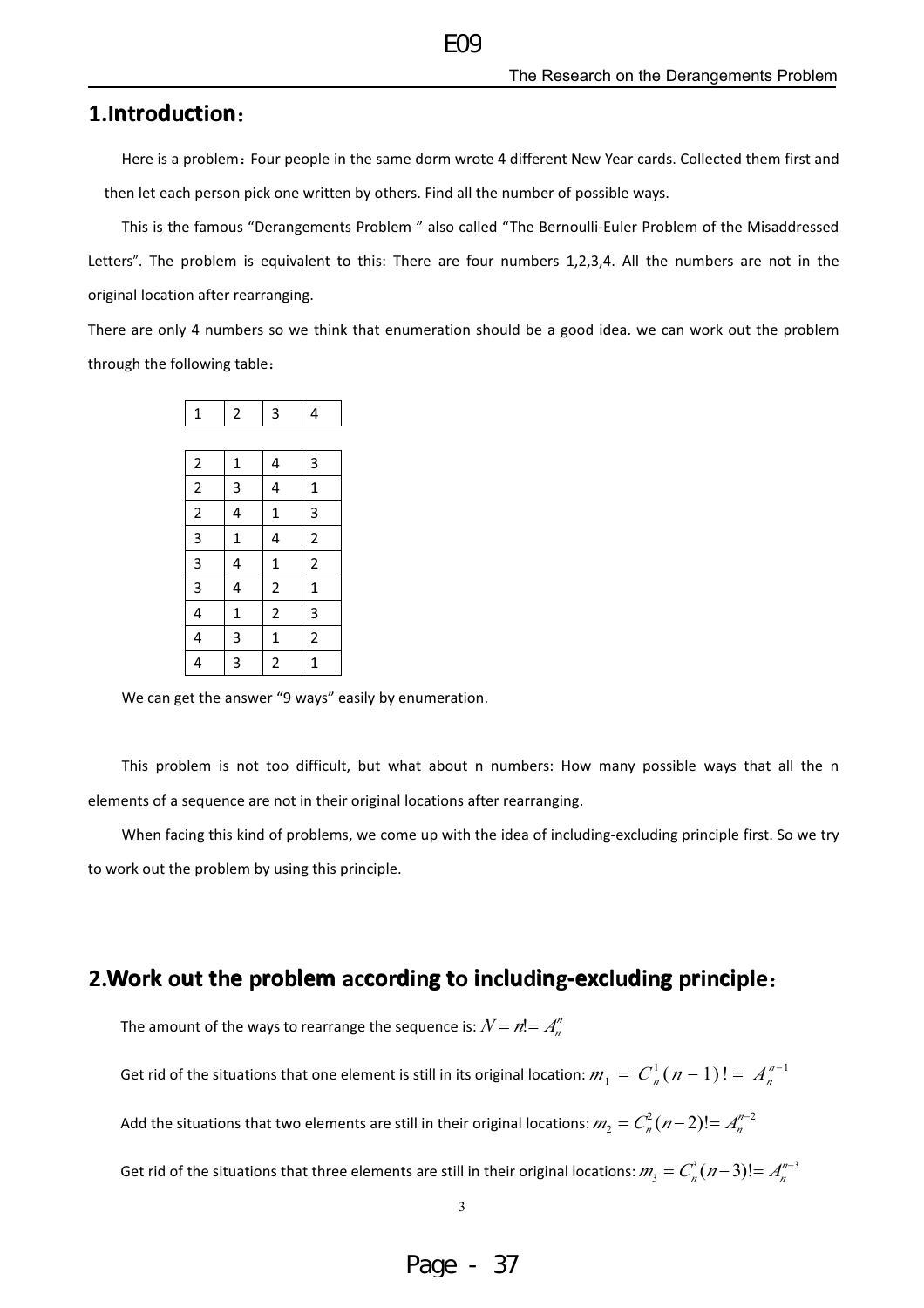## 1.Introduction：

Here is a problem：Four people in the same dorm wrote 4 different New Year cards. Collected them first and then let each person pick one written by others. Find all the number of possible ways.

This is the famous "Derangements Problem " also called "The Bernoulli-Euler Problem of the Misaddressed Letters". The problem is equivalent to this: There are four numbers 1,2,3,4. All the numbers are not in the original location after rearranging.

There are only 4 numbers so we think that enumeration should be a good idea. we can work out the problem through the following table：

| 1 | 2 | 3 | 4 |
|---|---|---|---|

| | | | |
|---|---|---|---|
| 2 | 1 | 4 | 3 |
| 2 | 3 | 4 | 1 |
| 2 | 4 | 1 | 3 |
| 3 | 1 | 4 | 2 |
| 3 | 4 | 1 | 2 |
| 3 | 4 | 2 | 1 |
| 4 | 1 | 2 | 3 |
| 4 | 3 | 1 | 2 |
| 4 | 3 | 2 | 1 |

We can get the answer "9 ways" easily by enumeration.

This problem is not too difficult, but what about n numbers: How many possible ways that all the n elements of a sequence are not in their original locations after rearranging.

When facing this kind of problems, we come up with the idea of including-excluding principle first. So we try to work out the problem by using this principle.

## 2.Work out the problem according to including-excluding principle：

The amount of the ways to rearrange the sequence is: $N = n! = A_n^n$

Get rid of the situations that one element is still in its original location: $m_1 = C_n^1(n-1)! = A_n^{n-1}$

Add the situations that two elements are still in their original locations: $m_2 = C_n^2(n-2)! = A_n^{n-2}$

Get rid of the situations that three elements are still in their original locations: $m_3 = C_n^3(n-3)! = A_n^{n-3}$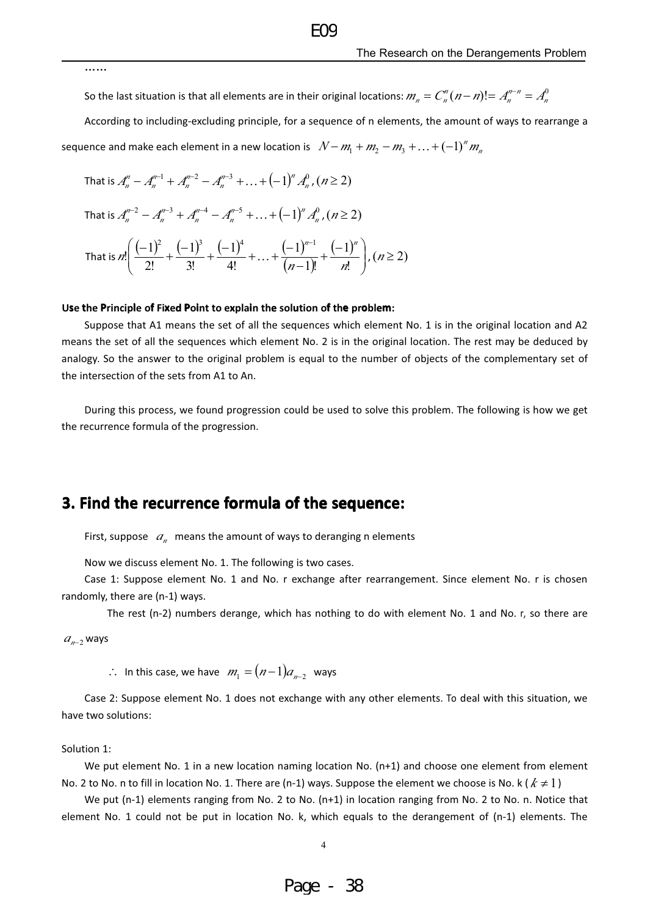……

So the last situation is that all elements are in their original locations: $m_n = C_n^n (n-n)! = A_n^{n-n} = A_n^0$

According to including-excluding principle, for a sequence of n elements, the amount of ways to rearrange a sequence and make each element in a new location is $N - m_1 + m_2 - m_3 + \ldots + (-1)^n m_n$

That is $A_n^n - A_n^{n-1} + A_n^{n-2} - A_n^{n-3} + \ldots + (-1)^n A_n^0, (n \geq 2)$

That is $A_n^{n-2} - A_n^{n-3} + A_n^{n-4} - A_n^{n-5} + \ldots + (-1)^n A_n^0, (n \geq 2)$

That is $n!\left( \frac{(-1)^2}{2!} + \frac{(-1)^3}{3!} + \frac{(-1)^4}{4!} + \ldots + \frac{(-1)^{n-1}}{(n-1)!} + \frac{(-1)^n}{n!} \right), (n \geq 2)$

**Use the Principle of Fixed Point to explain the solution of the problem:**

Suppose that A1 means the set of all the sequences which element No. 1 is in the original location and A2 means the set of all the sequences which element No. 2 is in the original location. The rest may be deduced by analogy. So the answer to the original problem is equal to the number of objects of the complementary set of the intersection of the sets from A1 to An.

During this process, we found progression could be used to solve this problem. The following is how we get the recurrence formula of the progression.

## 3. Find the recurrence formula of the sequence:

First, suppose $a_n$ means the amount of ways to deranging n elements

Now we discuss element No. 1. The following is two cases.

Case 1: Suppose element No. 1 and No. r exchange after rearrangement. Since element No. r is chosen randomly, there are (n-1) ways.

The rest (n-2) numbers derange, which has nothing to do with element No. 1 and No. r, so there are $a_{n-2}$ ways

$\therefore$ In this case, we have $m_1 = (n-1)a_{n-2}$ ways

Case 2: Suppose element No. 1 does not exchange with any other elements. To deal with this situation, we have two solutions:

Solution 1:

We put element No. 1 in a new location naming location No. (n+1) and choose one element from element No. 2 to No. n to fill in location No. 1. There are (n-1) ways. Suppose the element we choose is No. k ($k \neq 1$)

We put (n-1) elements ranging from No. 2 to No. (n+1) in location ranging from No. 2 to No. n. Notice that element No. 1 could not be put in location No. k, which equals to the derangement of (n-1) elements. The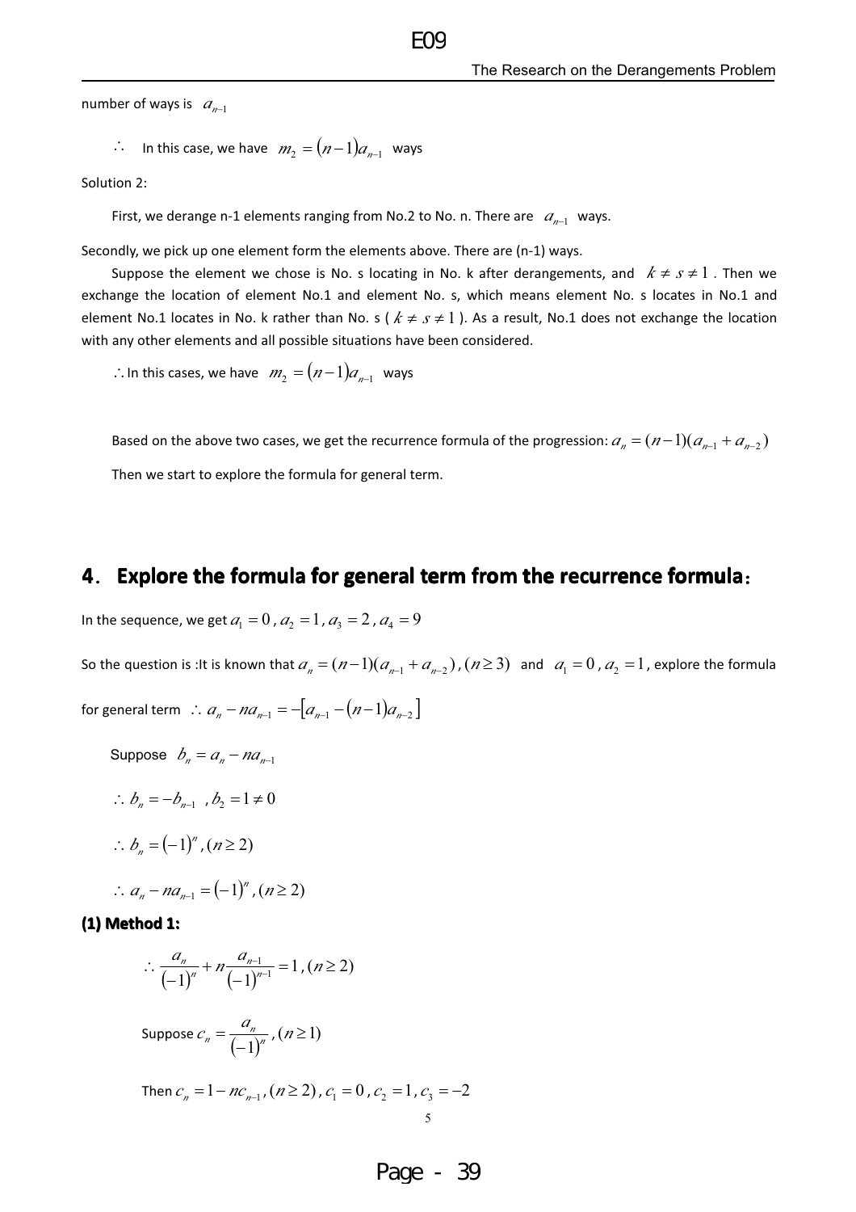number of ways is $a_{n-1}$

$\therefore$ In this case, we have $m_2 = (n-1)a_{n-1}$ ways

Solution 2:

First, we derange n-1 elements ranging from No.2 to No. n. There are $a_{n-1}$ ways.

Secondly, we pick up one element form the elements above. There are (n-1) ways.

Suppose the element we chose is No. s locating in No. k after derangements, and $k \neq s \neq 1$. Then we exchange the location of element No.1 and element No. s, which means element No. s locates in No.1 and element No.1 locates in No. k rather than No. s ( $k \neq s \neq 1$ ). As a result, No.1 does not exchange the location with any other elements and all possible situations have been considered.

$\therefore$ In this cases, we have $m_2 = (n-1)a_{n-1}$ ways

Based on the above two cases, we get the recurrence formula of the progression: $a_n = (n-1)(a_{n-1} + a_{n-2})$

Then we start to explore the formula for general term.

## 4. Explore the formula for general term from the recurrence formula:

In the sequence, we get $a_1 = 0$, $a_2 = 1$, $a_3 = 2$, $a_4 = 9$

So the question is :It is known that $a_n = (n-1)(a_{n-1} + a_{n-2})$, $(n \geq 3)$ and $a_1 = 0$, $a_2 = 1$, explore the formula for general term $\therefore a_n - na_{n-1} = -[a_{n-1} - (n-1)a_{n-2}]$

Suppose $b_n = a_n - na_{n-1}$

$$\therefore b_n = -b_{n-1} \ , b_2 = 1 \neq 0$$

$$\therefore b_n = (-1)^n, (n \geq 2)$$

$$\therefore a_n - na_{n-1} = (-1)^n, (n \geq 2)$$

**(1) Method 1:**

$$\therefore \frac{a_n}{(-1)^n} + n\frac{a_{n-1}}{(-1)^{n-1}} = 1, (n \geq 2)$$

Suppose $c_n = \dfrac{a_n}{(-1)^n}, (n \geq 1)$

Then $c_n = 1 - nc_{n-1}, (n \geq 2)$, $c_1 = 0$, $c_2 = 1$, $c_3 = -2$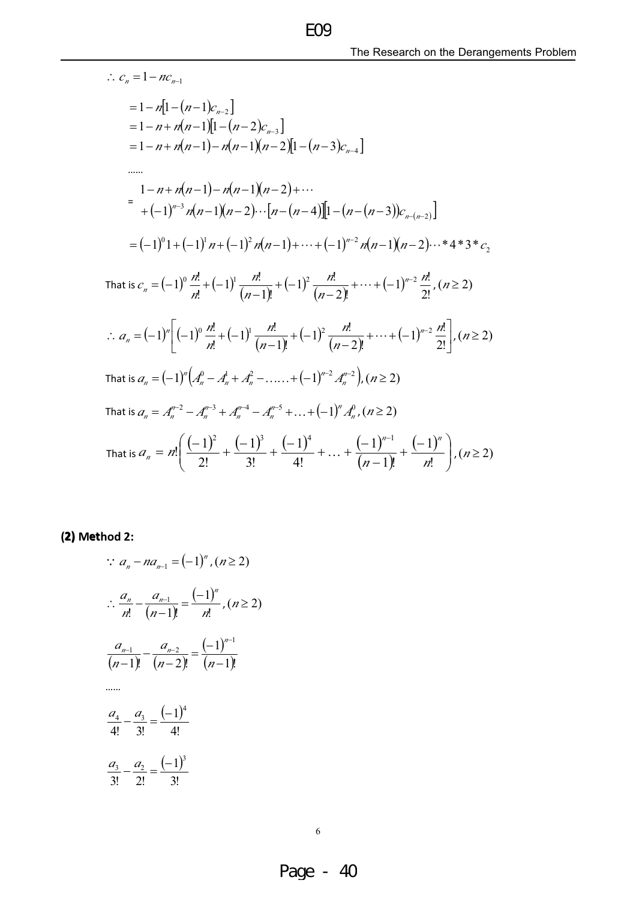$$\therefore c_n = 1 - nc_{n-1}$$

$$= 1 - n[1-(n-1)c_{n-2}]$$
$$= 1 - n + n(n-1)[1-(n-2)c_{n-3}]$$
$$= 1 - n + n(n-1) - n(n-1)(n-2)[1-(n-3)c_{n-4}]$$

……

$$= \begin{array}{l} 1 - n + n(n-1) - n(n-1)(n-2) + \cdots \\ + (-1)^{n-3} n(n-1)(n-2)\cdots[n-(n-4)][1-(n-(n-3))c_{n-(n-2)}] \end{array}$$

$$= (-1)^0 1 + (-1)^1 n + (-1)^2 n(n-1) + \cdots + (-1)^{n-2} n(n-1)(n-2)\cdots * 4 * 3 * c_2$$

That is $c_n = (-1)^0 \dfrac{n!}{n!} + (-1)^1 \dfrac{n!}{(n-1)!} + (-1)^2 \dfrac{n!}{(n-2)!} + \cdots + (-1)^{n-2} \dfrac{n!}{2!}, (n \geq 2)$

$$\therefore a_n = (-1)^n \left[ (-1)^0 \frac{n!}{n!} + (-1)^1 \frac{n!}{(n-1)!} + (-1)^2 \frac{n!}{(n-2)!} + \cdots + (-1)^{n-2} \frac{n!}{2!} \right], (n \geq 2)$$

That is $a_n = (-1)^n \left( A_n^0 - A_n^1 + A_n^2 - \ldots\ldots + (-1)^{n-2} A_n^{n-2} \right), (n \geq 2)$

That is $a_n = A_n^{n-2} - A_n^{n-3} + A_n^{n-4} - A_n^{n-5} + \ldots + (-1)^n A_n^0, (n \geq 2)$

That is $a_n = n! \left( \dfrac{(-1)^2}{2!} + \dfrac{(-1)^3}{3!} + \dfrac{(-1)^4}{4!} + \ldots + \dfrac{(-1)^{n-1}}{(n-1)!} + \dfrac{(-1)^n}{n!} \right), (n \geq 2)$

**(2) Method 2:**

$$\because a_n - na_{n-1} = (-1)^n, (n \geq 2)$$

$$\therefore \frac{a_n}{n!} - \frac{a_{n-1}}{(n-1)!} = \frac{(-1)^n}{n!}, (n \geq 2)$$

$$\frac{a_{n-1}}{(n-1)!} - \frac{a_{n-2}}{(n-2)!} = \frac{(-1)^{n-1}}{(n-1)!}$$

……

$$\frac{a_4}{4!} - \frac{a_3}{3!} = \frac{(-1)^4}{4!}$$

$$\frac{a_3}{3!} - \frac{a_2}{2!} = \frac{(-1)^3}{3!}$$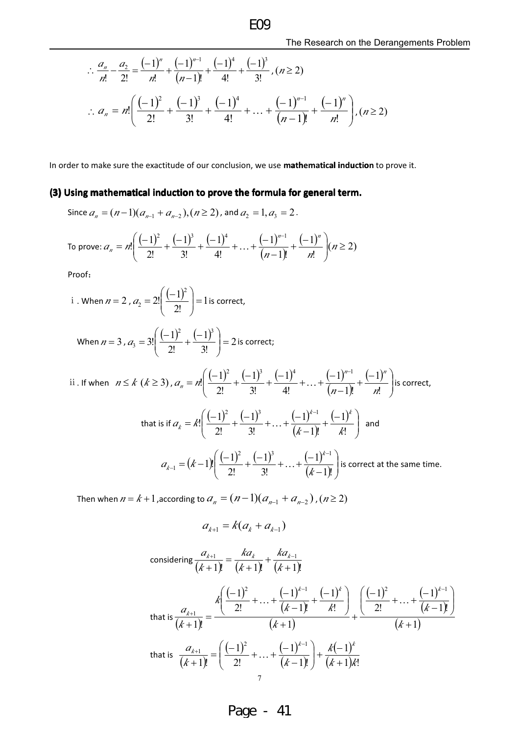$$\therefore \frac{a_n}{n!} - \frac{a_2}{2!} = \frac{(-1)^n}{n!} + \frac{(-1)^{n-1}}{(n-1)!} + \frac{(-1)^4}{4!} + \frac{(-1)^3}{3!}, (n \geq 2)$$

$$\therefore a_n = n!\left(\frac{(-1)^2}{2!} + \frac{(-1)^3}{3!} + \frac{(-1)^4}{4!} + \ldots + \frac{(-1)^{n-1}}{(n-1)!} + \frac{(-1)^n}{n!}\right), (n \geq 2)$$

In order to make sure the exactitude of our conclusion, we use **mathematical induction** to prove it.

### (3) Using mathematical induction to prove the formula for general term.

Since $a_n = (n-1)(a_{n-1} + a_{n-2}), (n \geq 2)$, and $a_2 = 1, a_3 = 2$.

To prove: $a_n = n!\left(\frac{(-1)^2}{2!} + \frac{(-1)^3}{3!} + \frac{(-1)^4}{4!} + \ldots + \frac{(-1)^{n-1}}{(n-1)!} + \frac{(-1)^n}{n!}\right) (n \geq 2)$

Proof:

i . When $n = 2$, $a_2 = 2!\left(\frac{(-1)^2}{2!}\right) = 1$ is correct,

When $n = 3$, $a_3 = 3!\left(\frac{(-1)^2}{2!} + \frac{(-1)^3}{3!}\right) = 2$ is correct;

ii . If when $n \leq k \ (k \geq 3)$, $a_n = n!\left(\frac{(-1)^2}{2!} + \frac{(-1)^3}{3!} + \frac{(-1)^4}{4!} + \ldots + \frac{(-1)^{n-1}}{(n-1)!} + \frac{(-1)^n}{n!}\right)$ is correct,

that is if $a_k = k!\left(\frac{(-1)^2}{2!} + \frac{(-1)^3}{3!} + \ldots + \frac{(-1)^{k-1}}{(k-1)!} + \frac{(-1)^k}{k!}\right)$ and

$a_{k-1} = (k-1)!\left(\frac{(-1)^2}{2!} + \frac{(-1)^3}{3!} + \ldots + \frac{(-1)^{k-1}}{(k-1)!}\right)$ is correct at the same time.

Then when $n = k+1$, according to $a_n = (n-1)(a_{n-1} + a_{n-2}), (n \geq 2)$

$$a_{k+1} = k(a_k + a_{k-1})$$

considering $\frac{a_{k+1}}{(k+1)!} = \frac{ka_k}{(k+1)!} + \frac{ka_{k-1}}{(k+1)!}$

that is $\frac{a_{k+1}}{(k+1)!} = \frac{k\left(\frac{(-1)^2}{2!} + \ldots + \frac{(-1)^{k-1}}{(k-1)!} + \frac{(-1)^k}{k!}\right)}{(k+1)} + \frac{\left(\frac{(-1)^2}{2!} + \ldots + \frac{(-1)^{k-1}}{(k-1)!}\right)}{(k+1)}$

that is $\frac{a_{k+1}}{(k+1)!} = \left(\frac{(-1)^2}{2!} + \ldots + \frac{(-1)^{k-1}}{(k-1)!}\right) + \frac{k(-1)^k}{(k+1)k!}$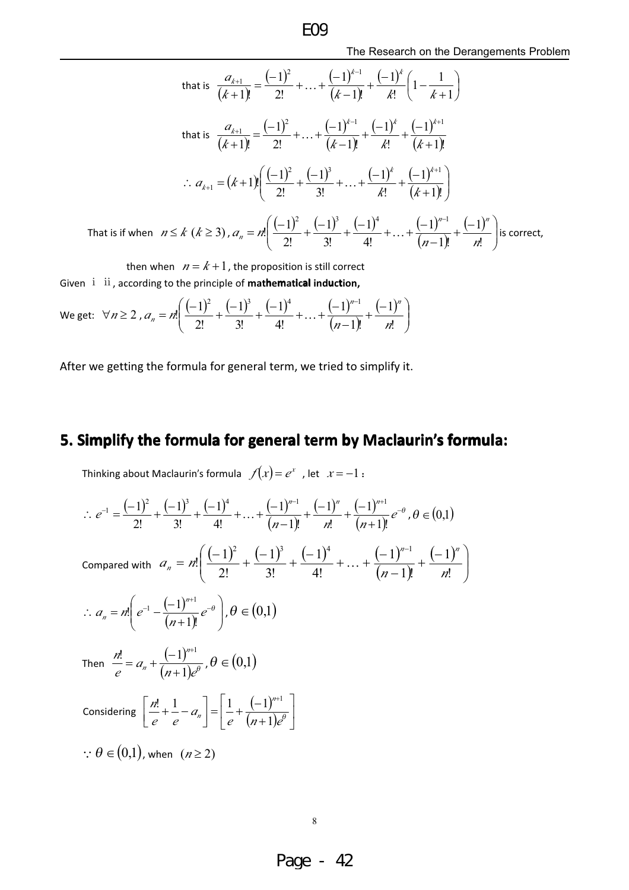that is $\dfrac{a_{k+1}}{(k+1)!} = \dfrac{(-1)^2}{2!} + \ldots + \dfrac{(-1)^{k-1}}{(k-1)!} + \dfrac{(-1)^k}{k!}\left(1 - \dfrac{1}{k+1}\right)$

that is $\dfrac{a_{k+1}}{(k+1)!} = \dfrac{(-1)^2}{2!} + \ldots + \dfrac{(-1)^{k-1}}{(k-1)!} + \dfrac{(-1)^k}{k!} + \dfrac{(-1)^{k+1}}{(k+1)!}$

$$\therefore a_{k+1} = (k+1)!\left(\frac{(-1)^2}{2!} + \frac{(-1)^3}{3!} + \ldots + \frac{(-1)^k}{k!} + \frac{(-1)^{k+1}}{(k+1)!}\right)$$

That is if when $n \le k\ (k \ge 3)$, $a_n = n!\left(\dfrac{(-1)^2}{2!} + \dfrac{(-1)^3}{3!} + \dfrac{(-1)^4}{4!} + \ldots + \dfrac{(-1)^{n-1}}{(n-1)!} + \dfrac{(-1)^n}{n!}\right)$ is correct,

then when $n = k+1$, the proposition is still correct

Given i ii, according to the principle of **mathematical induction,**

We get: $\forall n \ge 2$, $a_n = n!\left(\dfrac{(-1)^2}{2!} + \dfrac{(-1)^3}{3!} + \dfrac{(-1)^4}{4!} + \ldots + \dfrac{(-1)^{n-1}}{(n-1)!} + \dfrac{(-1)^n}{n!}\right)$

After we getting the formula for general term, we tried to simplify it.

## 5. Simplify the formula for general term by Maclaurin's formula:

Thinking about Maclaurin's formula $f(x) = e^x$, let $x = -1$:

$$\therefore e^{-1} = \frac{(-1)^2}{2!} + \frac{(-1)^3}{3!} + \frac{(-1)^4}{4!} + \ldots + \frac{(-1)^{n-1}}{(n-1)!} + \frac{(-1)^n}{n!} + \frac{(-1)^{n+1}}{(n+1)!}e^{-\theta}, \theta \in (0,1)$$

Compared with $a_n = n!\left(\dfrac{(-1)^2}{2!} + \dfrac{(-1)^3}{3!} + \dfrac{(-1)^4}{4!} + \ldots + \dfrac{(-1)^{n-1}}{(n-1)!} + \dfrac{(-1)^n}{n!}\right)$

$$\therefore a_n = n!\left(e^{-1} - \frac{(-1)^{n+1}}{(n+1)!}e^{-\theta}\right), \theta \in (0,1)$$

Then $\dfrac{n!}{e} = a_n + \dfrac{(-1)^{n+1}}{(n+1)e^{\theta}}, \theta \in (0,1)$

Considering $\left[\dfrac{n!}{e} + \dfrac{1}{e} - a_n\right] = \left[\dfrac{1}{e} + \dfrac{(-1)^{n+1}}{(n+1)e^{\theta}}\right]$

$\because \theta \in (0,1)$, when $(n \ge 2)$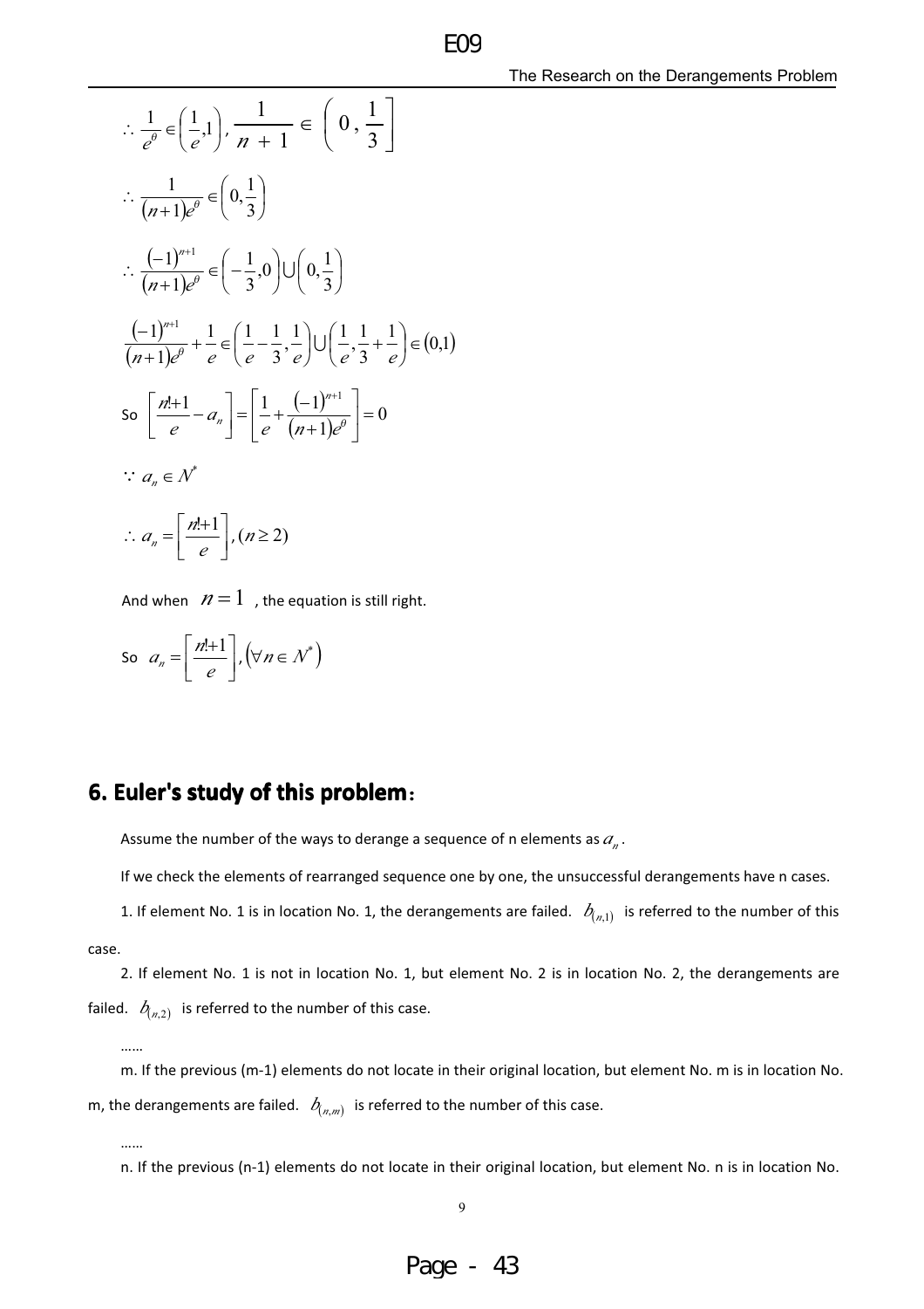$$\therefore \frac{1}{e^{\theta}} \in \left(\frac{1}{e},1\right), \frac{1}{n+1} \in \left(0, \frac{1}{3}\right]$$

$$\therefore \frac{1}{(n+1)e^{\theta}} \in \left(0,\frac{1}{3}\right)$$

$$\therefore \frac{(-1)^{n+1}}{(n+1)e^{\theta}} \in \left(-\frac{1}{3},0\right) \cup \left(0,\frac{1}{3}\right)$$

$$\frac{(-1)^{n+1}}{(n+1)e^{\theta}} + \frac{1}{e} \in \left(\frac{1}{e}-\frac{1}{3},\frac{1}{e}\right) \cup \left(\frac{1}{e},\frac{1}{3}+\frac{1}{e}\right) \in (0,1)$$

So $\left[\frac{n!+1}{e} - a_n\right] = \left[\frac{1}{e} + \frac{(-1)^{n+1}}{(n+1)e^{\theta}}\right] = 0$

$$\because a_n \in N^*$$

$$\therefore a_n = \left[\frac{n!+1}{e}\right], (n \geq 2)$$

And when $n=1$ , the equation is still right.

So $a_n = \left[\frac{n!+1}{e}\right], \left(\forall n \in N^*\right)$

## 6. Euler's study of this problem：

Assume the number of the ways to derange a sequence of n elements as $a_n$.

If we check the elements of rearranged sequence one by one, the unsuccessful derangements have n cases.

1. If element No. 1 is in location No. 1, the derangements are failed. $b_{(n,1)}$ is referred to the number of this case.

2. If element No. 1 is not in location No. 1, but element No. 2 is in location No. 2, the derangements are failed. $b_{(n,2)}$ is referred to the number of this case.

……

m. If the previous (m-1) elements do not locate in their original location, but element No. m is in location No. m, the derangements are failed. $b_{(n,m)}$ is referred to the number of this case.

……

n. If the previous (n-1) elements do not locate in their original location, but element No. n is in location No.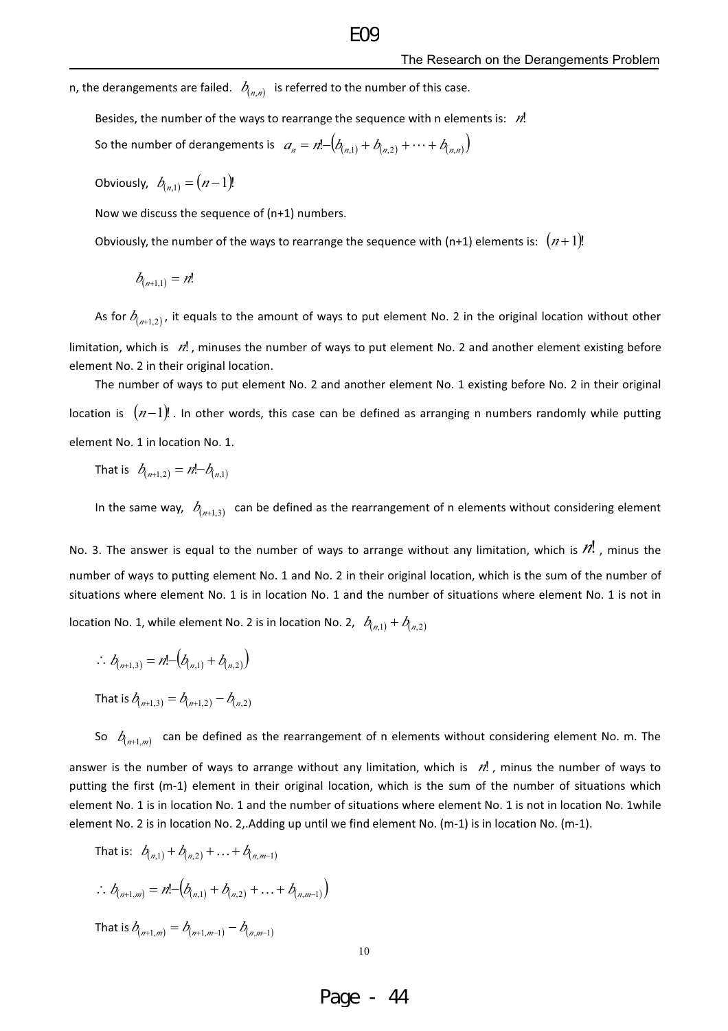n, the derangements are failed. $b_{(n,n)}$ is referred to the number of this case.

Besides, the number of the ways to rearrange the sequence with n elements is: $n!$

So the number of derangements is $a_n = n! - \left(b_{(n,1)} + b_{(n,2)} + \cdots + b_{(n,n)}\right)$

Obviously, $b_{(n,1)} = (n-1)!$

Now we discuss the sequence of (n+1) numbers.

Obviously, the number of the ways to rearrange the sequence with (n+1) elements is: $(n+1)!$

$$b_{(n+1,1)} = n!$$

As for $b_{(n+1,2)}$, it equals to the amount of ways to put element No. 2 in the original location without other limitation, which is $n!$, minuses the number of ways to put element No. 2 and another element existing before element No. 2 in their original location.

The number of ways to put element No. 2 and another element No. 1 existing before No. 2 in their original location is $(n-1)!$. In other words, this case can be defined as arranging n numbers randomly while putting element No. 1 in location No. 1.

That is $b_{(n+1,2)} = n! - b_{(n,1)}$

In the same way, $b_{(n+1,3)}$ can be defined as the rearrangement of n elements without considering element No. 3. The answer is equal to the number of ways to arrange without any limitation, which is $n!$, minus the number of ways to putting element No. 1 and No. 2 in their original location, which is the sum of the number of situations where element No. 1 is in location No. 1 and the number of situations where element No. 1 is not in location No. 1, while element No. 2 is in location No. 2, $b_{(n,1)} + b_{(n,2)}$

$$\therefore b_{(n+1,3)} = n! - \left(b_{(n,1)} + b_{(n,2)}\right)$$

That is $b_{(n+1,3)} = b_{(n+1,2)} - b_{(n,2)}$

So $b_{(n+1,m)}$ can be defined as the rearrangement of n elements without considering element No. m. The answer is the number of ways to arrange without any limitation, which is $n!$, minus the number of ways to putting the first (m-1) element in their original location, which is the sum of the number of situations which element No. 1 is in location No. 1 and the number of situations where element No. 1 is not in location No. 1while element No. 2 is in location No. 2,.Adding up until we find element No. (m-1) is in location No. (m-1).

That is: $b_{(n,1)} + b_{(n,2)} + \ldots + b_{(n,m-1)}$

$$\therefore b_{(n+1,m)} = n! - \left(b_{(n,1)} + b_{(n,2)} + \ldots + b_{(n,m-1)}\right)$$

That is $b_{(n+1,m)} = b_{(n+1,m-1)} - b_{(n,m-1)}$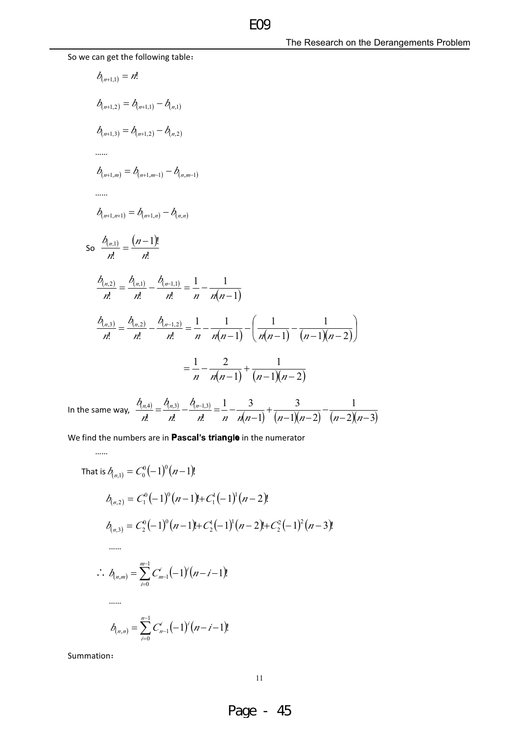So we can get the following table：

$$b_{(n+1,1)} = n!$$

$$b_{(n+1,2)} = b_{(n+1,1)} - b_{(n,1)}$$

$$b_{(n+1,3)} = b_{(n+1,2)} - b_{(n,2)}$$

……

$$b_{(n+1,m)} = b_{(n+1,m-1)} - b_{(n,m-1)}$$

……

$$b_{(n+1,n+1)} = b_{(n+1,n)} - b_{(n,n)}$$

So $\frac{b_{(n,1)}}{n!} = \frac{(n-1)!}{n!}$

$$\frac{b_{(n,2)}}{n!} = \frac{b_{(n,1)}}{n!} - \frac{b_{(n-1,1)}}{n!} = \frac{1}{n} - \frac{1}{n(n-1)}$$

$$\frac{b_{(n,3)}}{n!} = \frac{b_{(n,2)}}{n!} - \frac{b_{(n-1,2)}}{n!} = \frac{1}{n} - \frac{1}{n(n-1)} - \left(\frac{1}{n(n-1)} - \frac{1}{(n-1)(n-2)}\right)$$

$$= \frac{1}{n} - \frac{2}{n(n-1)} + \frac{1}{(n-1)(n-2)}$$

In the same way, $\frac{b_{(n,4)}}{n!} = \frac{b_{(n,3)}}{n!} - \frac{b_{(n-1,3)}}{n!} = \frac{1}{n} - \frac{3}{n(n-1)} + \frac{3}{(n-1)(n-2)} - \frac{1}{(n-2)(n-3)}$

We find the numbers are in **Pascal's triangle** in the numerator

……

That is $b_{(n,1)} = C_0^0(-1)^0(n-1)!$

$$b_{(n,2)} = C_1^0(-1)^0(n-1)! + C_1^1(-1)^1(n-2)!$$

$$b_{(n,3)} = C_2^0(-1)^0(n-1)! + C_2^1(-1)^1(n-2)! + C_2^2(-1)^2(n-3)!$$

……

$$\therefore\ b_{(n,m)} = \sum_{i=0}^{m-1} C_{m-1}^i(-1)^i(n-i-1)!$$

……

$$b_{(n,n)} = \sum_{i=0}^{n-1} C_{n-1}^i(-1)^i(n-i-1)!$$

Summation：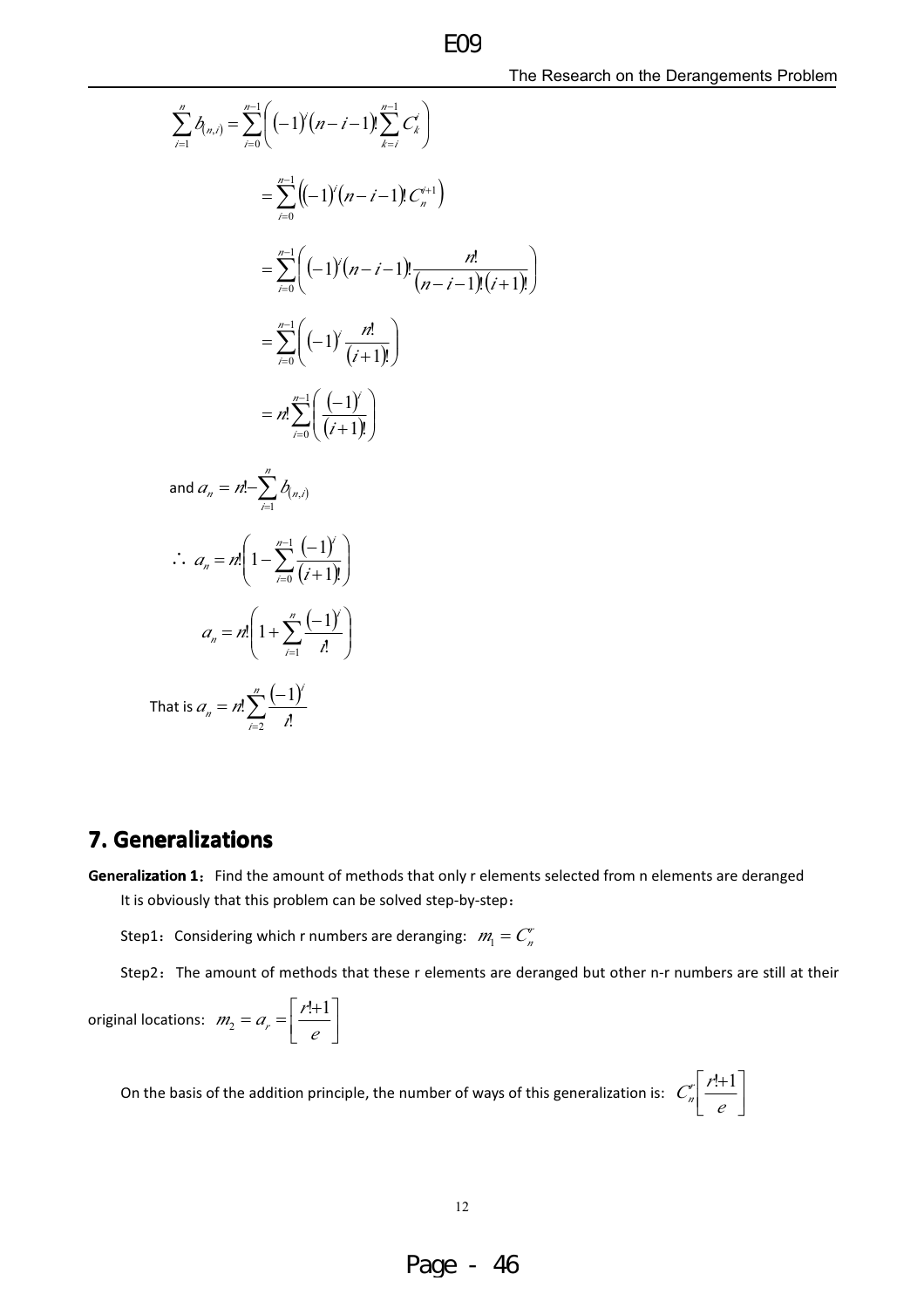$$\sum_{i=1}^{n} b_{(n,i)} = \sum_{i=0}^{n-1}\left((-1)^i (n-i-1)! \sum_{k=i}^{n-1} C_k^i\right)$$

$$= \sum_{i=0}^{n-1}\left((-1)^i (n-i-1)! C_n^{i+1}\right)$$

$$= \sum_{i=0}^{n-1}\left((-1)^i (n-i-1)! \frac{n!}{(n-i-1)!(i+1)!}\right)$$

$$= \sum_{i=0}^{n-1}\left((-1)^i \frac{n!}{(i+1)!}\right)$$

$$= n!\sum_{i=0}^{n-1}\left(\frac{(-1)^i}{(i+1)!}\right)$$

and $a_n = n! - \sum_{i=1}^{n} b_{(n,i)}$

$$\therefore\ a_n = n!\left(1 - \sum_{i=0}^{n-1}\frac{(-1)^i}{(i+1)!}\right)$$

$$a_n = n!\left(1 + \sum_{i=1}^{n}\frac{(-1)^i}{i!}\right)$$

That is $a_n = n!\sum_{i=2}^{n}\frac{(-1)^i}{i!}$

## 7. Generalizations

**Generalization 1**：Find the amount of methods that only r elements selected from n elements are deranged

It is obviously that this problem can be solved step-by-step：

Step1：Considering which r numbers are deranging: $m_1 = C_n^r$

Step2：The amount of methods that these r elements are deranged but other n-r numbers are still at their original locations: $m_2 = a_r = \left[\frac{r!+1}{e}\right]$

On the basis of the addition principle, the number of ways of this generalization is: $C_n^r\left[\frac{r!+1}{e}\right]$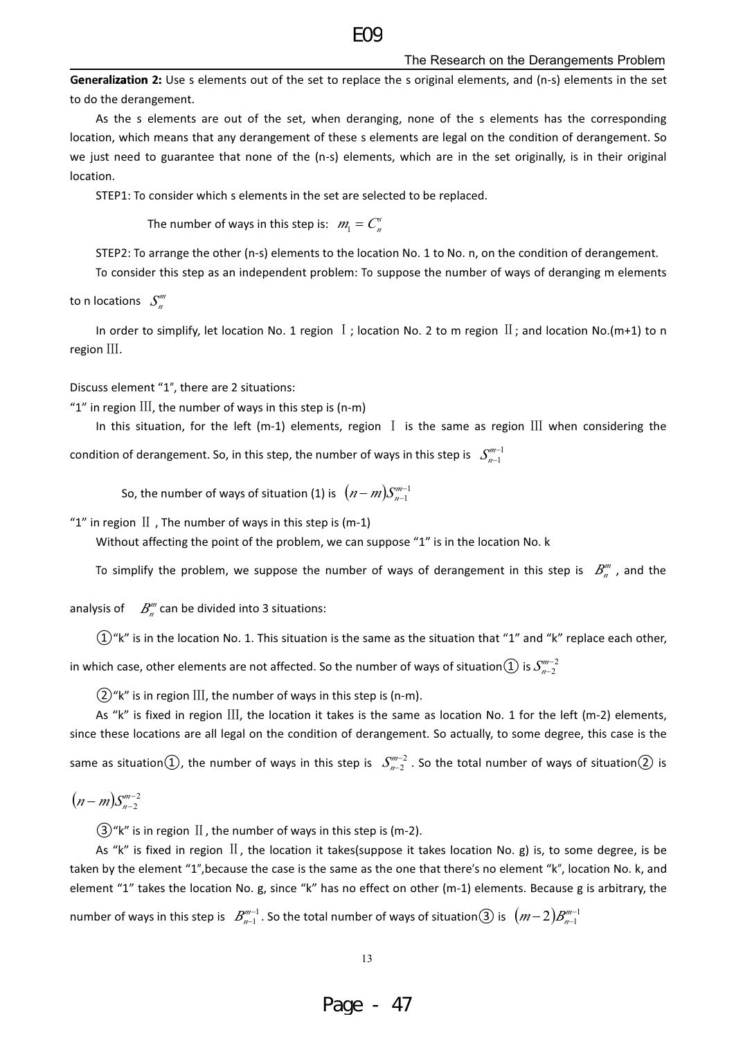**Generalization 2:** Use s elements out of the set to replace the s original elements, and (n-s) elements in the set to do the derangement.

As the s elements are out of the set, when deranging, none of the s elements has the corresponding location, which means that any derangement of these s elements are legal on the condition of derangement. So we just need to guarantee that none of the (n-s) elements, which are in the set originally, is in their original location.

STEP1: To consider which s elements in the set are selected to be replaced.

The number of ways in this step is: $m_1 = C_n^s$

STEP2: To arrange the other (n-s) elements to the location No. 1 to No. n, on the condition of derangement.

To consider this step as an independent problem: To suppose the number of ways of deranging m elements to n locations $S_n^m$

In order to simplify, let location No. 1 region Ⅰ; location No. 2 to m region Ⅱ; and location No.(m+1) to n region Ⅲ.

Discuss element "1", there are 2 situations:

"1" in region Ⅲ, the number of ways in this step is (n-m)

In this situation, for the left (m-1) elements, region Ⅰ is the same as region Ⅲ when considering the condition of derangement. So, in this step, the number of ways in this step is $S_{n-1}^{m-1}$

So, the number of ways of situation (1) is $(n-m)S_{n-1}^{m-1}$

"1" in region Ⅱ, The number of ways in this step is (m-1)

Without affecting the point of the problem, we can suppose "1" is in the location No. k

To simplify the problem, we suppose the number of ways of derangement in this step is $B_n^m$, and the analysis of $B_n^m$ can be divided into 3 situations:

①"k" is in the location No. 1. This situation is the same as the situation that "1" and "k" replace each other, in which case, other elements are not affected. So the number of ways of situation① is $S_{n-2}^{m-2}$

②"k" is in region Ⅲ, the number of ways in this step is (n-m).

As "k" is fixed in region Ⅲ, the location it takes is the same as location No. 1 for the left (m-2) elements, since these locations are all legal on the condition of derangement. So actually, to some degree, this case is the same as situation①, the number of ways in this step is $S_{n-2}^{m-2}$. So the total number of ways of situation② is $(n-m)S_{n-2}^{m-2}$

③"k" is in region Ⅱ, the number of ways in this step is (m-2).

As "k" is fixed in region Ⅱ, the location it takes(suppose it takes location No. g) is, to some degree, is be taken by the element "1",because the case is the same as the one that there's no element "k", location No. k, and element "1" takes the location No. g, since "k" has no effect on other (m-1) elements. Because g is arbitrary, the number of ways in this step is $B_{n-1}^{m-1}$. So the total number of ways of situation③ is $(m-2)B_{n-1}^{m-1}$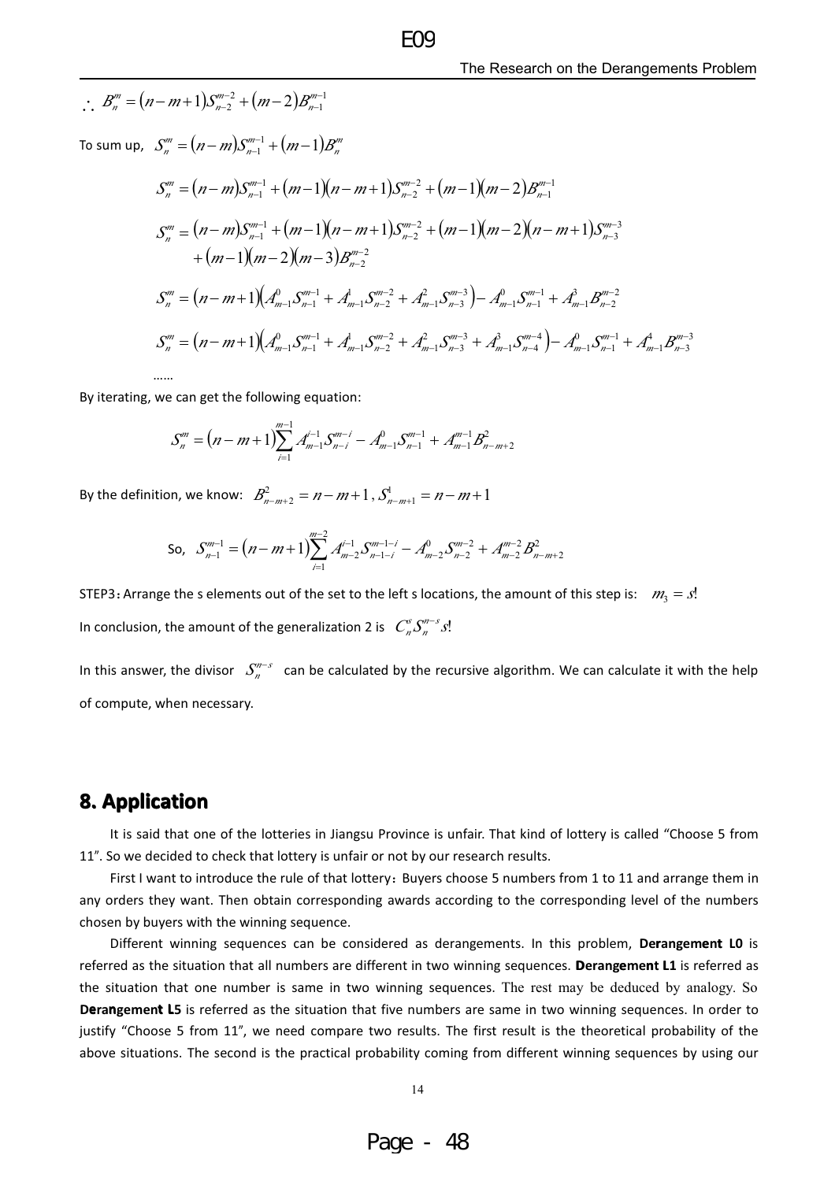$\therefore\ B_n^m = (n-m+1)S_{n-2}^{m-2} + (m-2)B_{n-1}^{m-1}$

To sum up, $S_n^m = (n-m)S_{n-1}^{m-1} + (m-1)B_n^m$

$$S_n^m = (n-m)S_{n-1}^{m-1} + (m-1)(n-m+1)S_{n-2}^{m-2} + (m-1)(m-2)B_{n-1}^{m-1}$$

$$S_n^m = (n-m)S_{n-1}^{m-1} + (m-1)(n-m+1)S_{n-2}^{m-2} + (m-1)(m-2)(n-m+1)S_{n-3}^{m-3} + (m-1)(m-2)(m-3)B_{n-2}^{m-2}$$

$$S_n^m = (n-m+1)\left(A_{m-1}^0 S_{n-1}^{m-1} + A_{m-1}^1 S_{n-2}^{m-2} + A_{m-1}^2 S_{n-3}^{m-3}\right) - A_{m-1}^0 S_{n-1}^{m-1} + A_{m-1}^3 B_{n-2}^{m-2}$$

$$S_n^m = (n-m+1)\left(A_{m-1}^0 S_{n-1}^{m-1} + A_{m-1}^1 S_{n-2}^{m-2} + A_{m-1}^2 S_{n-3}^{m-3} + A_{m-1}^3 S_{n-4}^{m-4}\right) - A_{m-1}^0 S_{n-1}^{m-1} + A_{m-1}^4 B_{n-3}^{m-3}$$

……

By iterating, we can get the following equation:

$$S_n^m = (n-m+1)\sum_{i=1}^{m-1} A_{m-1}^{i-1} S_{n-i}^{m-i} - A_{m-1}^0 S_{n-1}^{m-1} + A_{m-1}^{m-1} B_{n-m+2}^2$$

By the definition, we know: $B_{n-m+2}^2 = n-m+1$, $S_{n-m+1}^1 = n-m+1$

$$\text{So, } S_{n-1}^{m-1} = (n-m+1)\sum_{i=1}^{m-2} A_{m-2}^{i-1} S_{n-1-i}^{m-1-i} - A_{m-2}^0 S_{n-2}^{m-2} + A_{m-2}^{m-2} B_{n-m+2}^2$$

STEP3: Arrange the s elements out of the set to the left s locations, the amount of this step is: $m_3 = s!$

In conclusion, the amount of the generalization 2 is $C_n^s S_n^{n-s} s!$

In this answer, the divisor $S_n^{n-s}$ can be calculated by the recursive algorithm. We can calculate it with the help of compute, when necessary.

## 8. Application

It is said that one of the lotteries in Jiangsu Province is unfair. That kind of lottery is called "Choose 5 from 11". So we decided to check that lottery is unfair or not by our research results.

First I want to introduce the rule of that lottery: Buyers choose 5 numbers from 1 to 11 and arrange them in any orders they want. Then obtain corresponding awards according to the corresponding level of the numbers chosen by buyers with the winning sequence.

Different winning sequences can be considered as derangements. In this problem, **Derangement L0** is referred as the situation that all numbers are different in two winning sequences. **Derangement L1** is referred as the situation that one number is same in two winning sequences. The rest may be deduced by analogy. So **Derangement L5** is referred as the situation that five numbers are same in two winning sequences. In order to justify "Choose 5 from 11", we need compare two results. The first result is the theoretical probability of the above situations. The second is the practical probability coming from different winning sequences by using our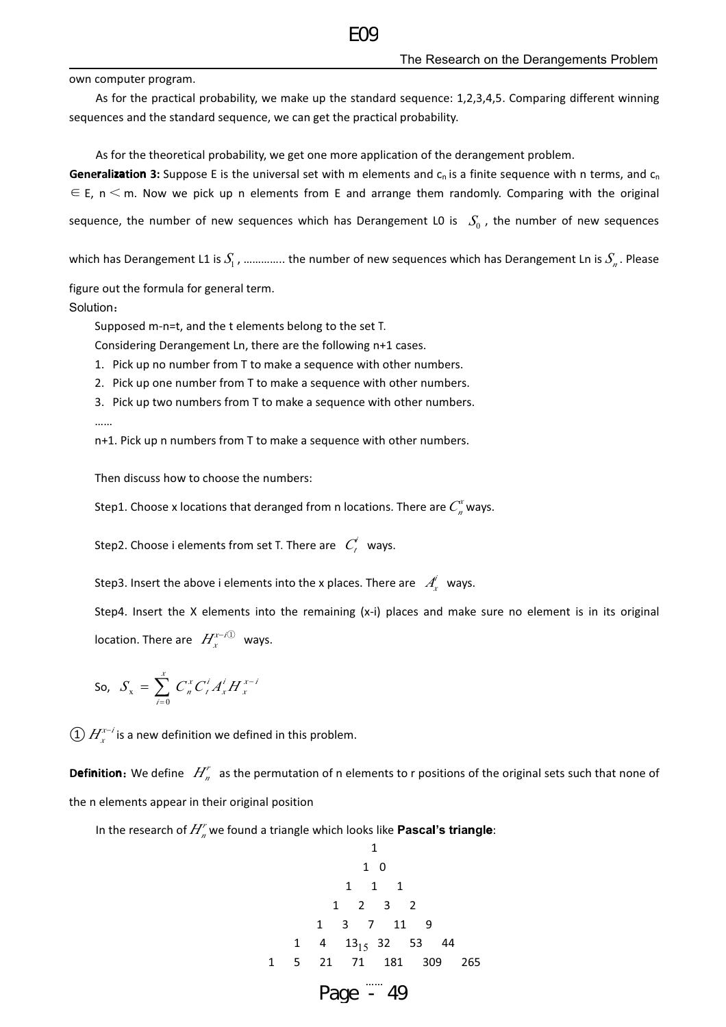own computer program.

As for the practical probability, we make up the standard sequence: 1,2,3,4,5. Comparing different winning sequences and the standard sequence, we can get the practical probability.

As for the theoretical probability, we get one more application of the derangement problem.

**Generalization 3:** Suppose E is the universal set with m elements and $c_n$ is a finite sequence with n terms, and $c_n \in E$, $n < m$. Now we pick up n elements from E and arrange them randomly. Comparing with the original sequence, the number of new sequences which has Derangement L0 is $S_0$, the number of new sequences which has Derangement L1 is $S_1$, ………….. the number of new sequences which has Derangement Ln is $S_n$. Please figure out the formula for general term.

Solution：

Supposed m-n=t, and the t elements belong to the set T.

Considering Derangement Ln, there are the following n+1 cases.

1. Pick up no number from T to make a sequence with other numbers.
2. Pick up one number from T to make a sequence with other numbers.
3. Pick up two numbers from T to make a sequence with other numbers.

……

n+1. Pick up n numbers from T to make a sequence with other numbers.

Then discuss how to choose the numbers:

Step1. Choose x locations that deranged from n locations. There are $C_n^x$ ways.

Step2. Choose i elements from set T. There are $C_t^i$ ways.

Step3. Insert the above i elements into the x places. There are $A_x^i$ ways.

Step4. Insert the X elements into the remaining (x-i) places and make sure no element is in its original location. There are $H_x^{x-i}$① ways.

So, $S_x = \sum_{i=0}^{x} C_n^x C_t^i A_x^i H_x^{x-i}$

① $H_x^{x-i}$ is a new definition we defined in this problem.

**Definition**: We define $H_n^r$ as the permutation of n elements to r positions of the original sets such that none of the n elements appear in their original position

In the research of $H_n^r$ we found a triangle which looks like **Pascal's triangle**:

```
                1
              1   0
            1   1   1
          1   2   3   2
        1   3   7   11   9
      1   4   13   32   53   44
    1   5   21   71   181   309   265
                ……
```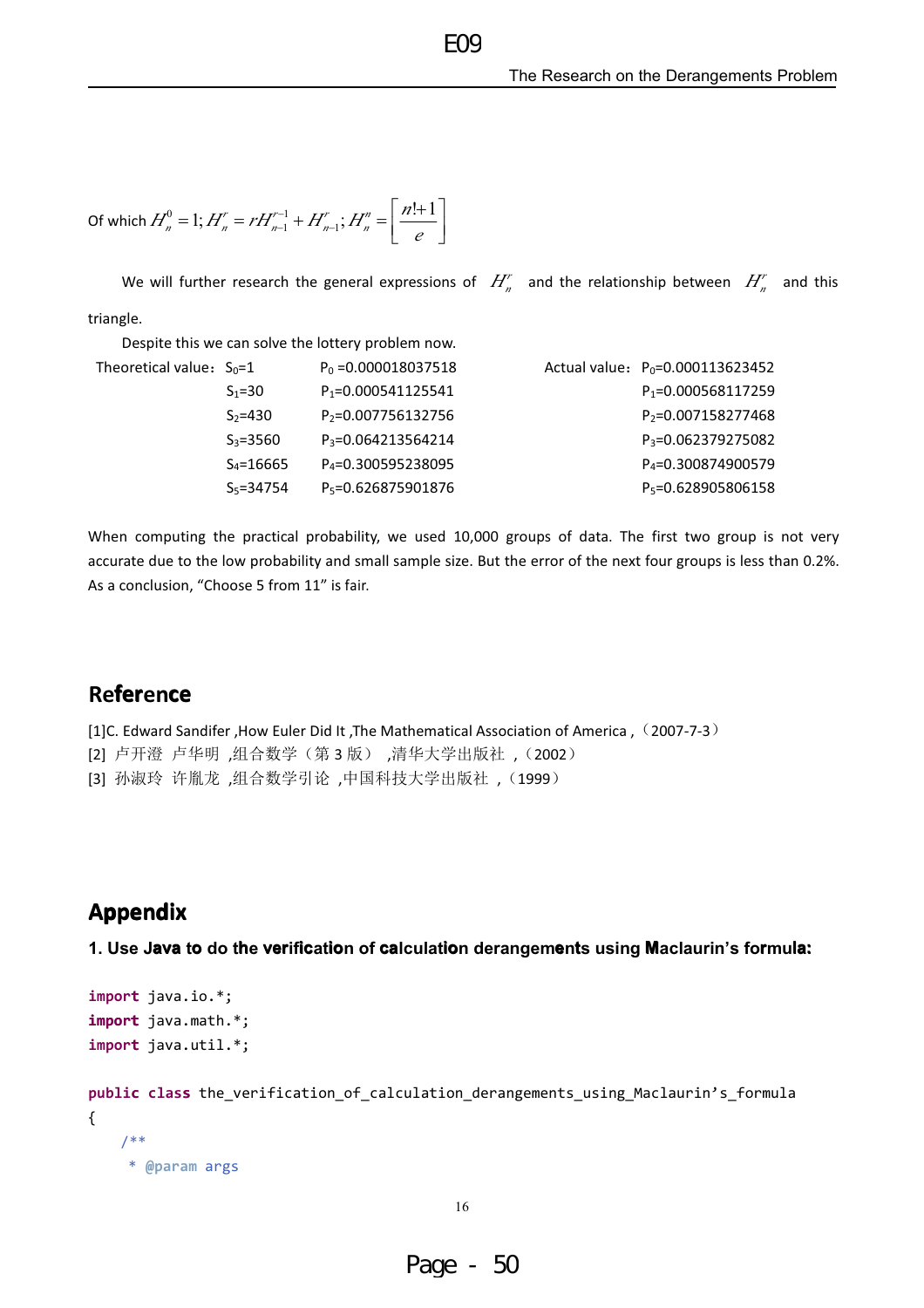Of which $H_n^0 = 1; H_n^r = rH_{n-1}^{r-1} + H_{n-1}^r; H_n^n = \left[\frac{n!+1}{e}\right]$

We will further research the general expressions of $H_n^r$ and the relationship between $H_n^r$ and this triangle.

Despite this we can solve the lottery problem now.

| Theoretical value: | | | Actual value: |
|---|---|---|---|
| $S_0$=1 | $P_0$ =0.000018037518 | | $P_0$=0.000113623452 |
| $S_1$=30 | $P_1$=0.000541125541 | | $P_1$=0.000568117259 |
| $S_2$=430 | $P_2$=0.007756132756 | | $P_2$=0.007158277468 |
| $S_3$=3560 | $P_3$=0.064213564214 | | $P_3$=0.062379275082 |
| $S_4$=16665 | $P_4$=0.300595238095 | | $P_4$=0.300874900579 |
| $S_5$=34754 | $P_5$=0.626875901876 | | $P_5$=0.628905806158 |

When computing the practical probability, we used 10,000 groups of data. The first two group is not very accurate due to the low probability and small sample size. But the error of the next four groups is less than 0.2%. As a conclusion, “Choose 5 from 11” is fair.

## Reference

[1]C. Edward Sandifer ,How Euler Did It ,The Mathematical Association of America ,（2007-7-3）
[2] 卢开澄 卢华明 ,组合数学（第 3 版） ,清华大学出版社 ,（2002）
[3] 孙淑玲 许胤龙 ,组合数学引论 ,中国科技大学出版社 ,（1999）

## Appendix

**1. Use Java to do the verification of calculation derangements using Maclaurin's formula:**

```
import java.io.*;
import java.math.*;
import java.util.*;

public class the_verification_of_calculation_derangements_using_Maclaurin's_formula
{
    /**
     * @param args
```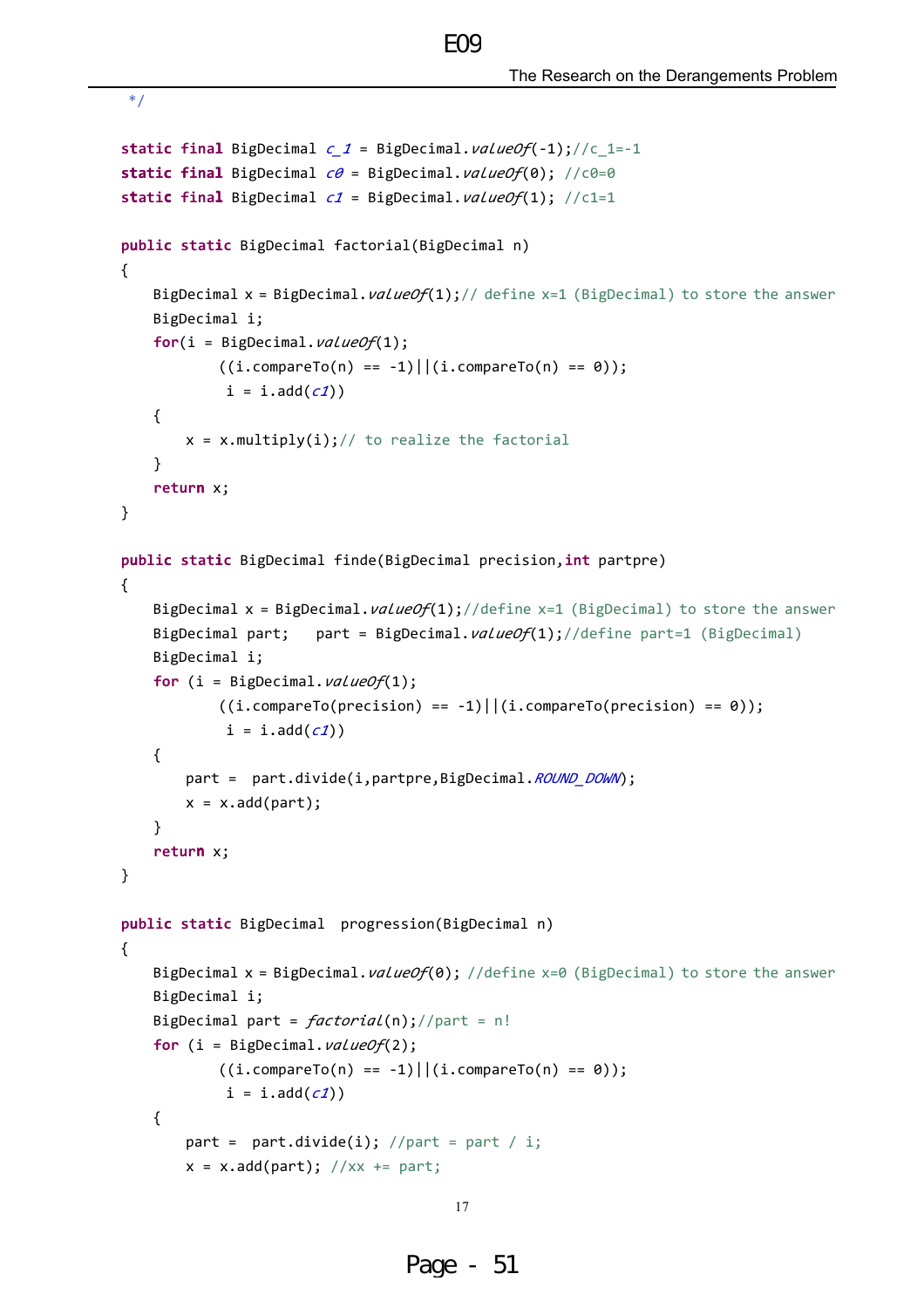```java
 */

static final BigDecimal c_1 = BigDecimal.valueOf(-1);//c_1=-1
static final BigDecimal c0 = BigDecimal.valueOf(0); //c0=0
static final BigDecimal c1 = BigDecimal.valueOf(1); //c1=1

public static BigDecimal factorial(BigDecimal n)
{
    BigDecimal x = BigDecimal.valueOf(1);// define x=1 (BigDecimal) to store the answer
    BigDecimal i;
    for(i = BigDecimal.valueOf(1);
            ((i.compareTo(n) == -1)||(i.compareTo(n) == 0));
             i = i.add(c1))
    {
        x = x.multiply(i);// to realize the factorial
    }
    return x;
}

public static BigDecimal finde(BigDecimal precision,int partpre)
{
    BigDecimal x = BigDecimal.valueOf(1);//define x=1 (BigDecimal) to store the answer
    BigDecimal part;   part = BigDecimal.valueOf(1);//define part=1 (BigDecimal)
    BigDecimal i;
    for (i = BigDecimal.valueOf(1);
            ((i.compareTo(precision) == -1)||(i.compareTo(precision) == 0));
             i = i.add(c1))
    {
        part =  part.divide(i,partpre,BigDecimal.ROUND_DOWN);
        x = x.add(part);
    }
    return x;
}

public static BigDecimal  progression(BigDecimal n)
{
    BigDecimal x = BigDecimal.valueOf(0); //define x=0 (BigDecimal) to store the answer
    BigDecimal i;
    BigDecimal part = factorial(n);//part = n!
    for (i = BigDecimal.valueOf(2);
            ((i.compareTo(n) == -1)||(i.compareTo(n) == 0));
             i = i.add(c1))
    {
        part =  part.divide(i); //part = part / i;
        x = x.add(part); //xx += part;
```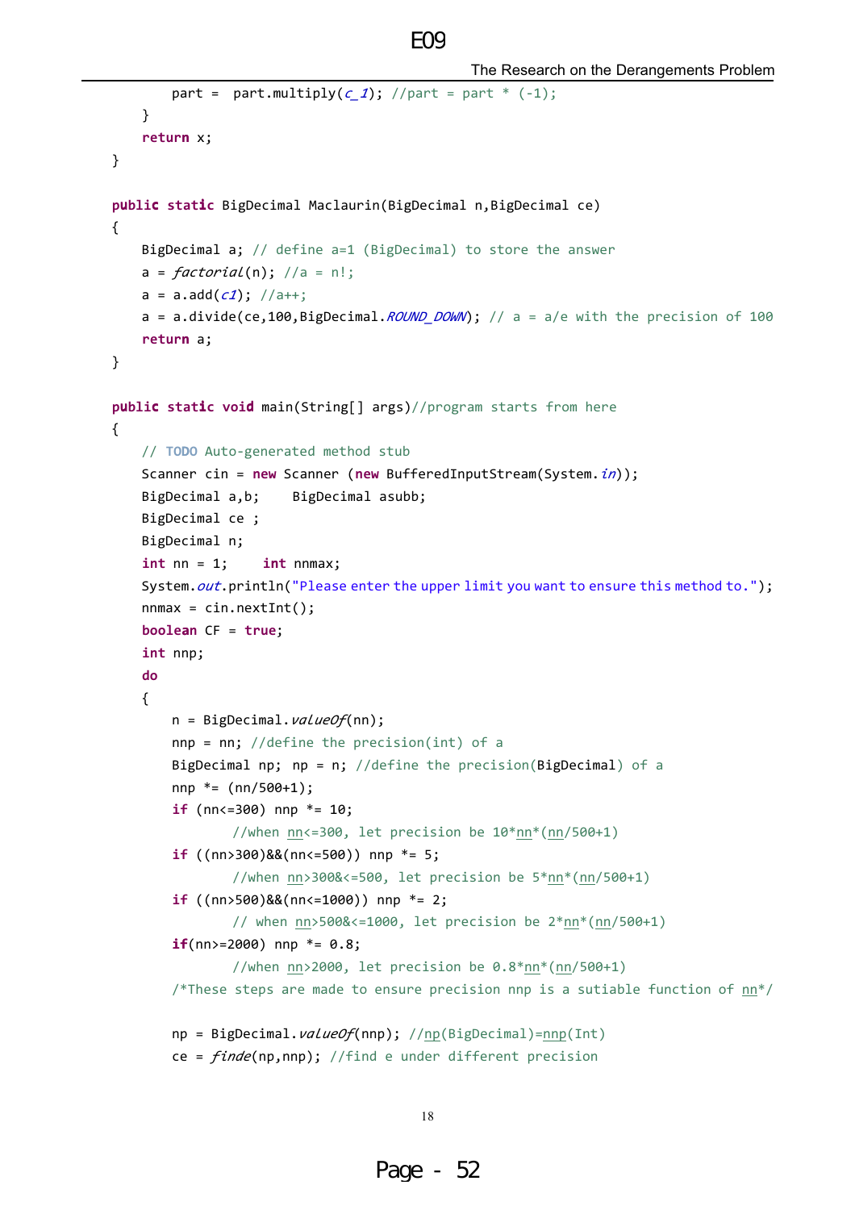```
            part =  part.multiply(c_1); //part = part * (-1);
        }
        return x;
    }

    public static BigDecimal Maclaurin(BigDecimal n,BigDecimal ce)
    {
        BigDecimal a; // define a=1 (BigDecimal) to store the answer
        a = factorial(n); //a = n!;
        a = a.add(c1); //a++;
        a = a.divide(ce,100,BigDecimal.ROUND_DOWN); // a = a/e with the precision of 100
        return a;
    }

    public static void main(String[] args)//program starts from here
    {
        // TODO Auto-generated method stub
        Scanner cin = new Scanner (new BufferedInputStream(System.in));
        BigDecimal a,b;    BigDecimal asubb;
        BigDecimal ce ;
        BigDecimal n;
        int nn = 1;    int nnmax;
        System.out.println("Please enter the upper limit you want to ensure this method to.");
        nnmax = cin.nextInt();
        boolean CF = true;
        int nnp;
        do
        {
            n = BigDecimal.valueOf(nn);
            nnp = nn; //define the precision(int) of a
            BigDecimal np; np = n; //define the precision(BigDecimal) of a
            nnp *= (nn/500+1);
            if (nn<=300) nnp *= 10;
                    //when nn<=300, let precision be 10*nn*(nn/500+1)
            if ((nn>300)&&(nn<=500)) nnp *= 5;
                    //when nn>300&<=500, let precision be 5*nn*(nn/500+1)
            if ((nn>500)&&(nn<=1000)) nnp *= 2;
                    // when nn>500&<=1000, let precision be 2*nn*(nn/500+1)
            if(nn>=2000) nnp *= 0.8;
                    //when nn>2000, let precision be 0.8*nn*(nn/500+1)
            /*These steps are made to ensure precision nnp is a sutiable function of nn*/

            np = BigDecimal.valueOf(nnp); //np(BigDecimal)=nnp(Int)
            ce = finde(np,nnp); //find e under different precision
```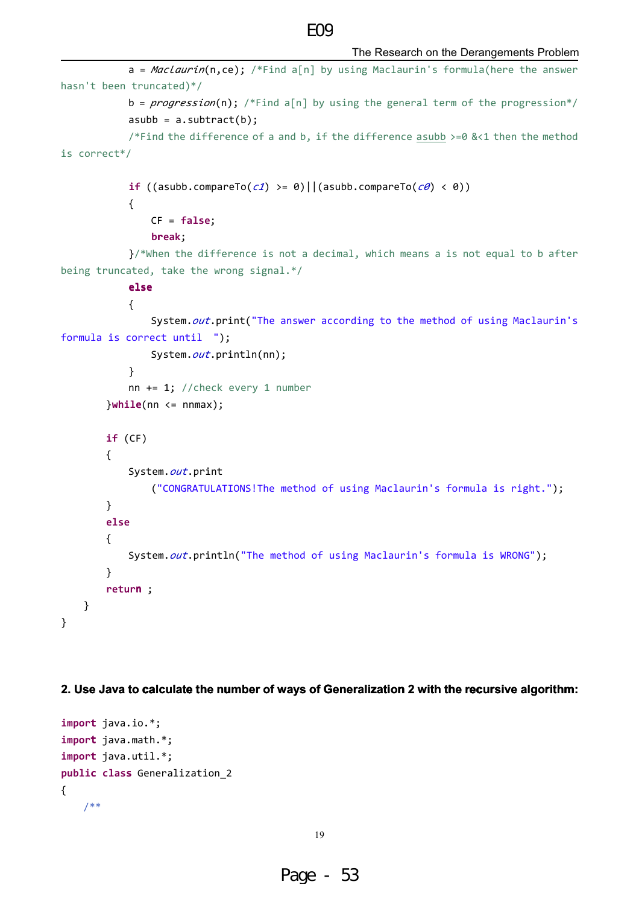```java
            a = Maclaurin(n,ce); /*Find a[n] by using Maclaurin's formula(here the answer hasn't been truncated)*/
            b = progression(n); /*Find a[n] by using the general term of the progression*/
            asubb = a.subtract(b);
            /*Find the difference of a and b, if the difference asubb >=0 &<1 then the method is correct*/

            if ((asubb.compareTo(c1) >= 0)||(asubb.compareTo(c0) < 0))
            {
                CF = false;
                break;
            }/*When the difference is not a decimal, which means a is not equal to b after being truncated, take the wrong signal.*/
            else
            {
                System.out.print("The answer according to the method of using Maclaurin's formula is correct until  ");
                System.out.println(nn);
            }
            nn += 1; //check every 1 number
        }while(nn <= nnmax);

        if (CF)
        {
            System.out.print
                ("CONGRATULATIONS!The method of using Maclaurin's formula is right.");
        }
        else
        {
            System.out.println("The method of using Maclaurin's formula is WRONG");
        }
        return ;
    }
}
```

**2. Use Java to calculate the number of ways of Generalization 2 with the recursive algorithm:**

```java
import java.io.*;
import java.math.*;
import java.util.*;
public class Generalization_2
{
    /**
```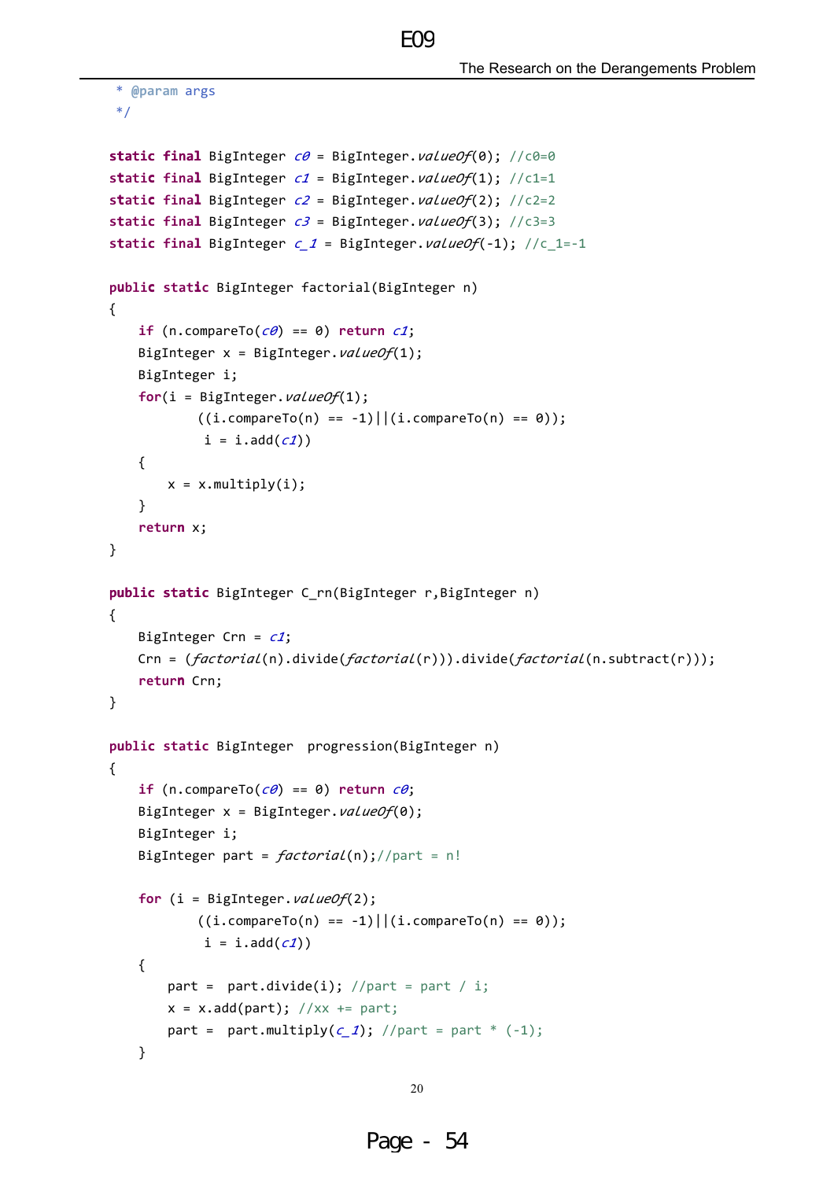```java
 * @param args
 */

static final BigInteger c0 = BigInteger.valueOf(0); //c0=0
static final BigInteger c1 = BigInteger.valueOf(1); //c1=1
static final BigInteger c2 = BigInteger.valueOf(2); //c2=2
static final BigInteger c3 = BigInteger.valueOf(3); //c3=3
static final BigInteger c_1 = BigInteger.valueOf(-1); //c_1=-1

public static BigInteger factorial(BigInteger n)
{
    if (n.compareTo(c0) == 0) return c1;
    BigInteger x = BigInteger.valueOf(1);
    BigInteger i;
    for(i = BigInteger.valueOf(1);
            ((i.compareTo(n) == -1)||(i.compareTo(n) == 0));
             i = i.add(c1))
    {
        x = x.multiply(i);
    }
    return x;
}

public static BigInteger C_rn(BigInteger r,BigInteger n)
{
    BigInteger Crn = c1;
    Crn = (factorial(n).divide(factorial(r))).divide(factorial(n.subtract(r)));
    return Crn;
}

public static BigInteger  progression(BigInteger n)
{
    if (n.compareTo(c0) == 0) return c0;
    BigInteger x = BigInteger.valueOf(0);
    BigInteger i;
    BigInteger part = factorial(n);//part = n!

    for (i = BigInteger.valueOf(2);
            ((i.compareTo(n) == -1)||(i.compareTo(n) == 0));
             i = i.add(c1))
    {
        part =  part.divide(i); //part = part / i;
        x = x.add(part); //xx += part;
        part =  part.multiply(c_1); //part = part * (-1);
    }
```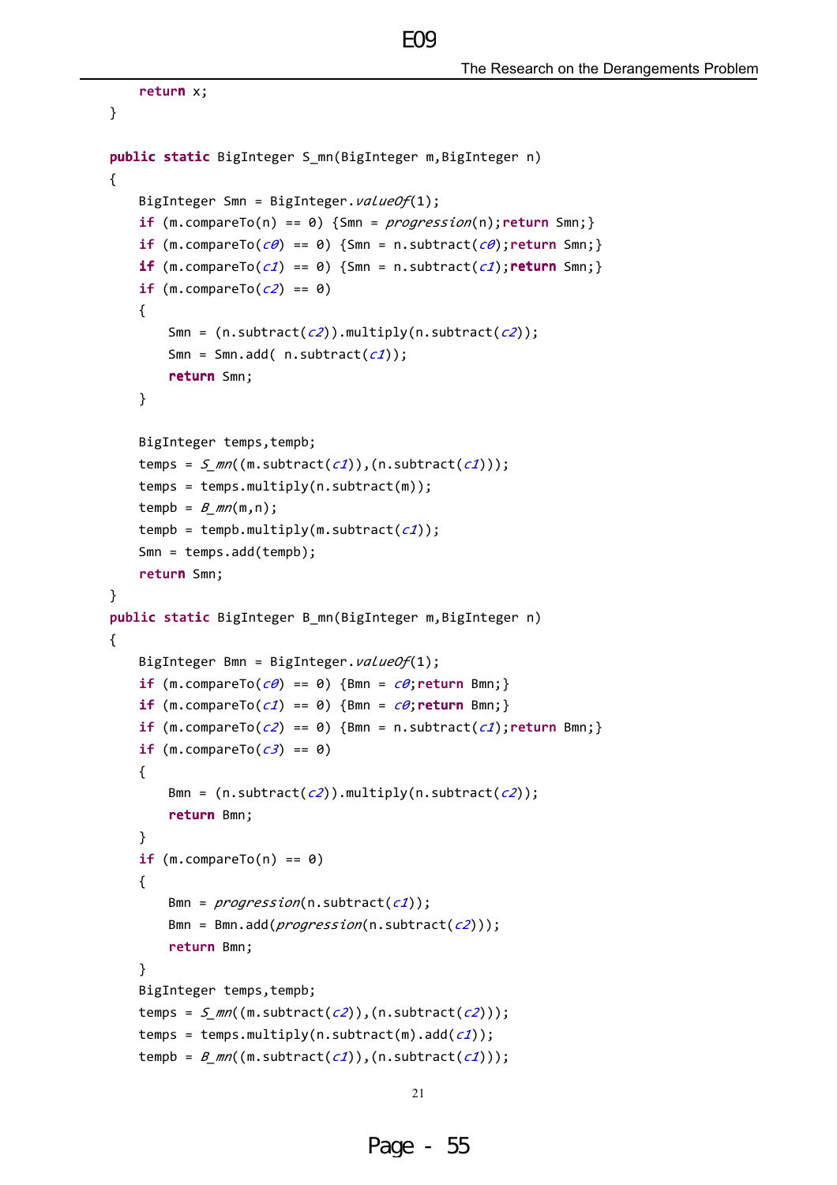```java
        return x;
    }

    public static BigInteger S_mn(BigInteger m,BigInteger n)
    {
        BigInteger Smn = BigInteger.valueOf(1);
        if (m.compareTo(n) == 0) {Smn = progression(n);return Smn;}
        if (m.compareTo(c0) == 0) {Smn = n.subtract(c0);return Smn;}
        if (m.compareTo(c1) == 0) {Smn = n.subtract(c1);return Smn;}
        if (m.compareTo(c2) == 0)
        {
            Smn = (n.subtract(c2)).multiply(n.subtract(c2));
            Smn = Smn.add( n.subtract(c1));
            return Smn;
        }

        BigInteger temps,tempb;
        temps = S_mn((m.subtract(c1)),(n.subtract(c1)));
        temps = temps.multiply(n.subtract(m));
        tempb = B_mn(m,n);
        tempb = tempb.multiply(m.subtract(c1));
        Smn = temps.add(tempb);
        return Smn;
    }
    public static BigInteger B_mn(BigInteger m,BigInteger n)
    {
        BigInteger Bmn = BigInteger.valueOf(1);
        if (m.compareTo(c0) == 0) {Bmn = c0;return Bmn;}
        if (m.compareTo(c1) == 0) {Bmn = c0;return Bmn;}
        if (m.compareTo(c2) == 0) {Bmn = n.subtract(c1);return Bmn;}
        if (m.compareTo(c3) == 0)
        {
            Bmn = (n.subtract(c2)).multiply(n.subtract(c2));
            return Bmn;
        }
        if (m.compareTo(n) == 0)
        {
            Bmn = progression(n.subtract(c1));
            Bmn = Bmn.add(progression(n.subtract(c2)));
            return Bmn;
        }
        BigInteger temps,tempb;
        temps = S_mn((m.subtract(c2)),(n.subtract(c2)));
        temps = temps.multiply(n.subtract(m).add(c1));
        tempb = B_mn((m.subtract(c1)),(n.subtract(c1)));
```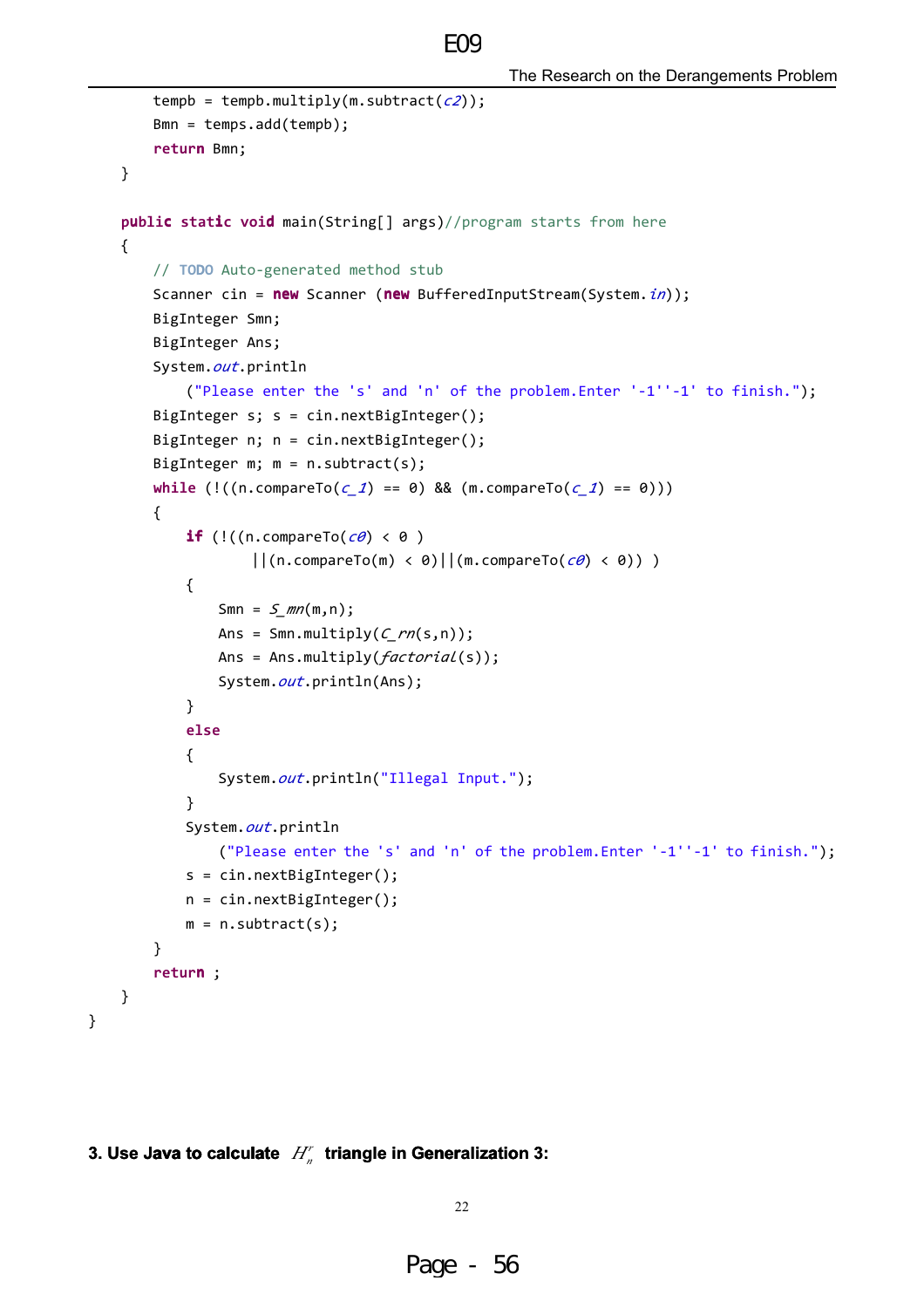```java
        tempb = tempb.multiply(m.subtract(c2));
        Bmn = temps.add(tempb);
        return Bmn;
    }

    public static void main(String[] args)//program starts from here
    {
        // TODO Auto-generated method stub
        Scanner cin = new Scanner (new BufferedInputStream(System.in));
        BigInteger Smn;
        BigInteger Ans;
        System.out.println
            ("Please enter the 's' and 'n' of the problem.Enter '-1''-1' to finish.");
        BigInteger s; s = cin.nextBigInteger();
        BigInteger n; n = cin.nextBigInteger();
        BigInteger m; m = n.subtract(s);
        while (!((n.compareTo(c_1) == 0) && (m.compareTo(c_1) == 0)))
        {
            if (!((n.compareTo(c0) < 0 )
                    ||(n.compareTo(m) < 0)||(m.compareTo(c0) < 0)) )
            {
                Smn = S_mn(m,n);
                Ans = Smn.multiply(C_rn(s,n));
                Ans = Ans.multiply(factorial(s));
                System.out.println(Ans);
            }
            else
            {
                System.out.println("Illegal Input.");
            }
            System.out.println
                ("Please enter the 's' and 'n' of the problem.Enter '-1''-1' to finish.");
            s = cin.nextBigInteger();
            n = cin.nextBigInteger();
            m = n.subtract(s);
        }
        return ;
    }
}
```

**3. Use Java to calculate $H_n^r$ triangle in Generalization 3:**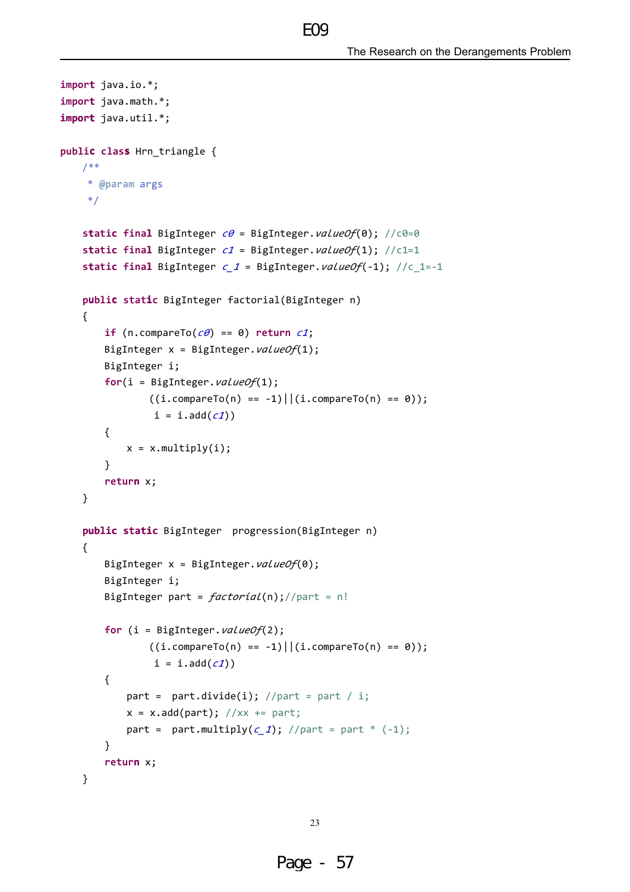```java
import java.io.*;
import java.math.*;
import java.util.*;

public class Hrn_triangle {
    /**
     * @param args
     */

    static final BigInteger c0 = BigInteger.valueOf(0); //c0=0
    static final BigInteger c1 = BigInteger.valueOf(1); //c1=1
    static final BigInteger c_1 = BigInteger.valueOf(-1); //c_1=-1

    public static BigInteger factorial(BigInteger n)
    {
        if (n.compareTo(c0) == 0) return c1;
        BigInteger x = BigInteger.valueOf(1);
        BigInteger i;
        for(i = BigInteger.valueOf(1);
                ((i.compareTo(n) == -1)||(i.compareTo(n) == 0));
                 i = i.add(c1))
        {
            x = x.multiply(i);
        }
        return x;
    }

    public static BigInteger  progression(BigInteger n)
    {
        BigInteger x = BigInteger.valueOf(0);
        BigInteger i;
        BigInteger part = factorial(n);//part = n!

        for (i = BigInteger.valueOf(2);
                ((i.compareTo(n) == -1)||(i.compareTo(n) == 0));
                 i = i.add(c1))
        {
            part =  part.divide(i); //part = part / i;
            x = x.add(part); //xx += part;
            part =  part.multiply(c_1); //part = part * (-1);
        }
        return x;
    }
```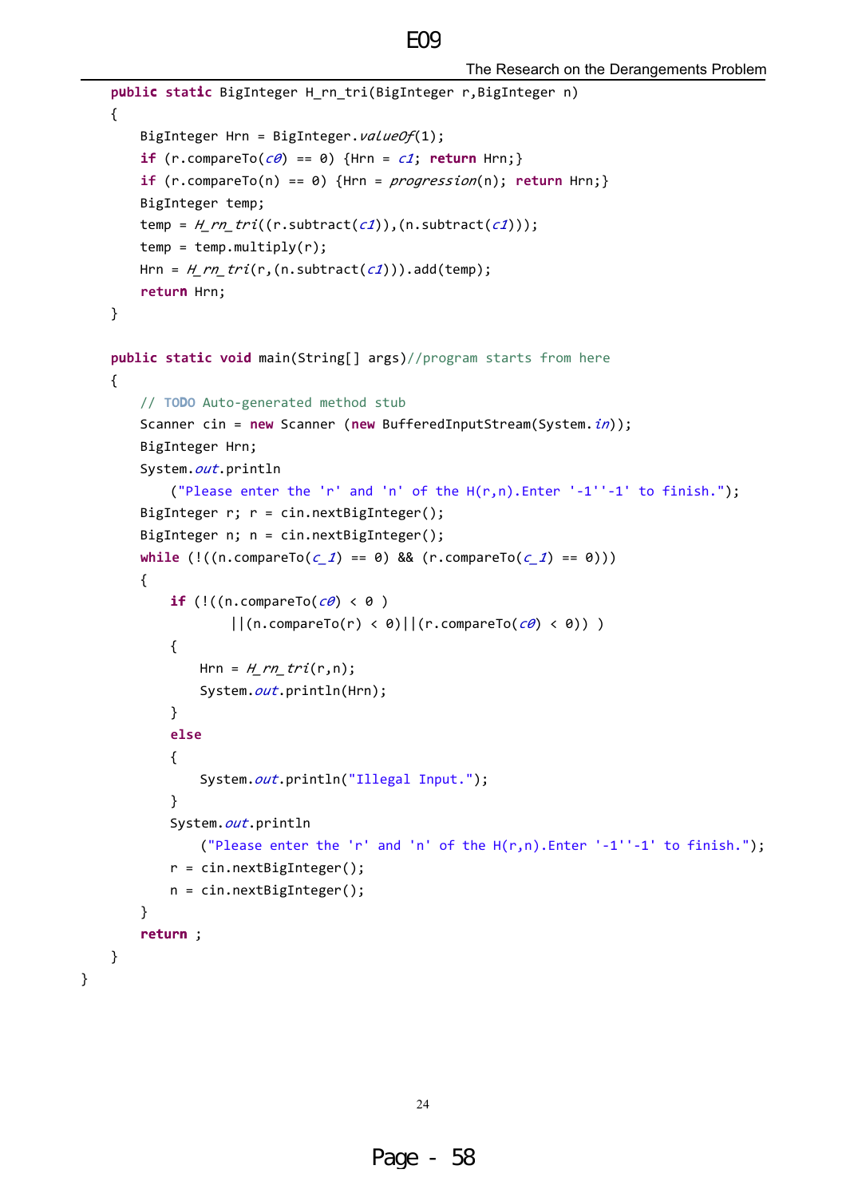```java
    public static BigInteger H_rn_tri(BigInteger r,BigInteger n)
    {
        BigInteger Hrn = BigInteger.valueOf(1);
        if (r.compareTo(c0) == 0) {Hrn = c1; return Hrn;}
        if (r.compareTo(n) == 0) {Hrn = progression(n); return Hrn;}
        BigInteger temp;
        temp = H_rn_tri((r.subtract(c1)),(n.subtract(c1)));
        temp = temp.multiply(r);
        Hrn = H_rn_tri(r,(n.subtract(c1))).add(temp);
        return Hrn;
    }

    public static void main(String[] args)//program starts from here
    {
        // TODO Auto-generated method stub
        Scanner cin = new Scanner (new BufferedInputStream(System.in));
        BigInteger Hrn;
        System.out.println
            ("Please enter the 'r' and 'n' of the H(r,n).Enter '-1''-1' to finish.");
        BigInteger r; r = cin.nextBigInteger();
        BigInteger n; n = cin.nextBigInteger();
        while (!((n.compareTo(c_1) == 0) && (r.compareTo(c_1) == 0)))
        {
            if (!((n.compareTo(c0) < 0 )
                    ||(n.compareTo(r) < 0)||(r.compareTo(c0) < 0)) )
            {
                Hrn = H_rn_tri(r,n);
                System.out.println(Hrn);
            }
            else
            {
                System.out.println("Illegal Input.");
            }
            System.out.println
                ("Please enter the 'r' and 'n' of the H(r,n).Enter '-1''-1' to finish.");
            r = cin.nextBigInteger();
            n = cin.nextBigInteger();
        }
        return ;
    }
}
```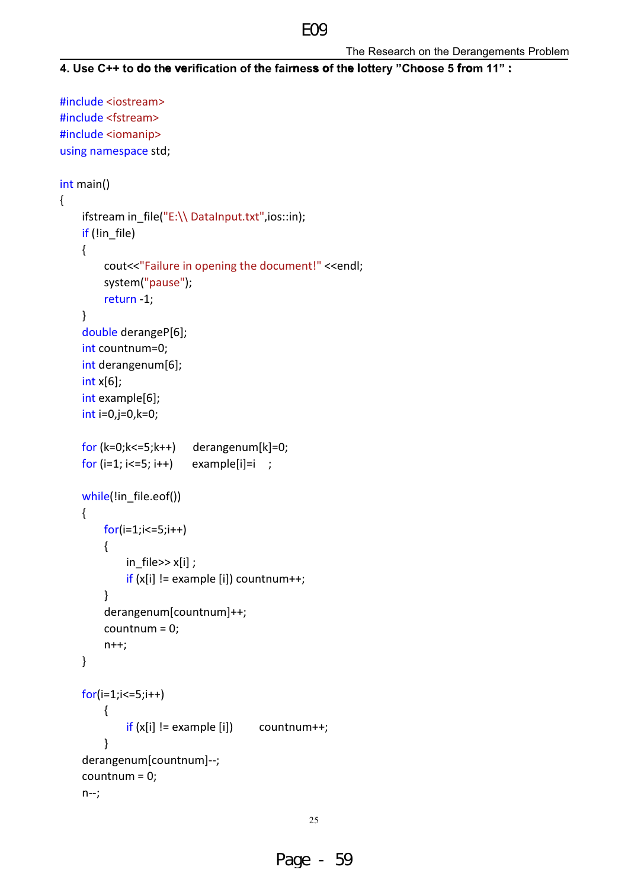**4. Use C++ to do the verification of the fairness of the lottery "Choose 5 from 11" :**

```
#include <iostream>
#include <fstream>
#include <iomanip>
using namespace std;

int main()
{
    ifstream in_file("E:\\ DataInput.txt",ios::in);
    if (!in_file)
    {
        cout<<"Failure in opening the document!" <<endl;
        system("pause");
        return -1;
    }
    double derangeP[6];
    int countnum=0;
    int derangenum[6];
    int x[6];
    int example[6];
    int i=0,j=0,k=0;

    for (k=0;k<=5;k++)      derangenum[k]=0;
    for (i=1; i<=5; i++)      example[i]=i    ;

    while(!in_file.eof())
    {
        for(i=1;i<=5;i++)
        {
            in_file>> x[i] ;
            if (x[i] != example [i]) countnum++;
        }
        derangenum[countnum]++;
        countnum = 0;
        n++;
    }

    for(i=1;i<=5;i++)
        {
            if (x[i] != example [i])        countnum++;
        }
    derangenum[countnum]--;
    countnum = 0;
    n--;
```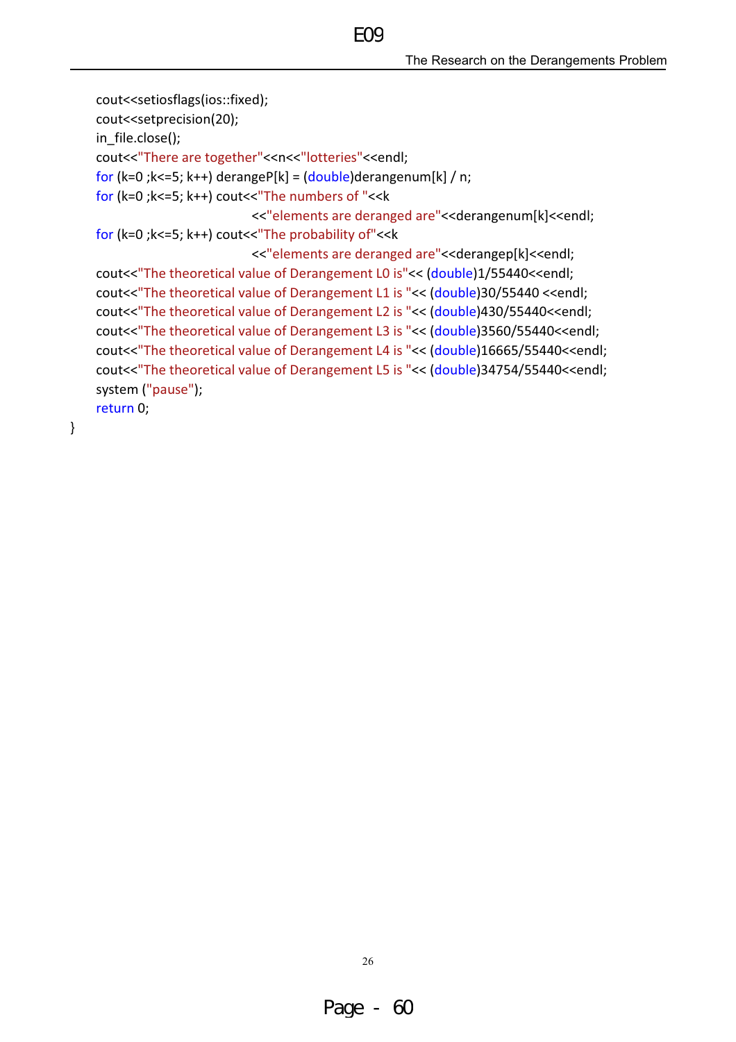```
    cout<<setiosflags(ios::fixed);
    cout<<setprecision(20);
    in_file.close();
    cout<<"There are together"<<n<<"lotteries"<<endl;
    for (k=0 ;k<=5; k++) derangeP[k] = (double)derangenum[k] / n;
    for (k=0 ;k<=5; k++) cout<<"The numbers of "<<k
                              <<"elements are deranged are"<<derangenum[k]<<endl;
    for (k=0 ;k<=5; k++) cout<<"The probability of"<<k
                              <<"elements are deranged are"<<derangep[k]<<endl;
    cout<<"The theoretical value of Derangement L0 is"<< (double)1/55440<<endl;
    cout<<"The theoretical value of Derangement L1 is "<< (double)30/55440 <<endl;
    cout<<"The theoretical value of Derangement L2 is "<< (double)430/55440<<endl;
    cout<<"The theoretical value of Derangement L3 is "<< (double)3560/55440<<endl;
    cout<<"The theoretical value of Derangement L4 is "<< (double)16665/55440<<endl;
    cout<<"The theoretical value of Derangement L5 is "<< (double)34754/55440<<endl;
    system ("pause");
    return 0;
}
```